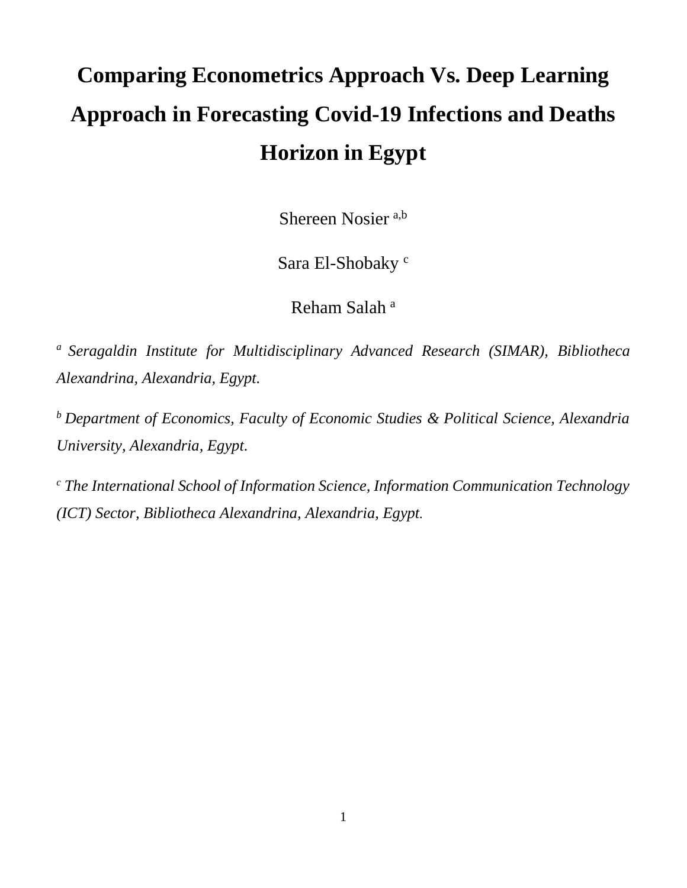# Comparing Econometrics Approach Vs. Deep Learning Approach in Forecasting Covid-19 Infections and Deaths Horizon in Egypt

Shereen Nosier [a,b]

Sara El-Shobaky [c]

Reham Salah [a]

[a] *Seragaldin Institute for Multidisciplinary Advanced Research (SIMAR), Bibliotheca Alexandrina, Alexandria, Egypt.*

[b] *Department of Economics, Faculty of Economic Studies & Political Science, Alexandria University, Alexandria, Egypt.*

[c] *The International School of Information Science, Information Communication Technology (ICT) Sector, Bibliotheca Alexandrina, Alexandria, Egypt.*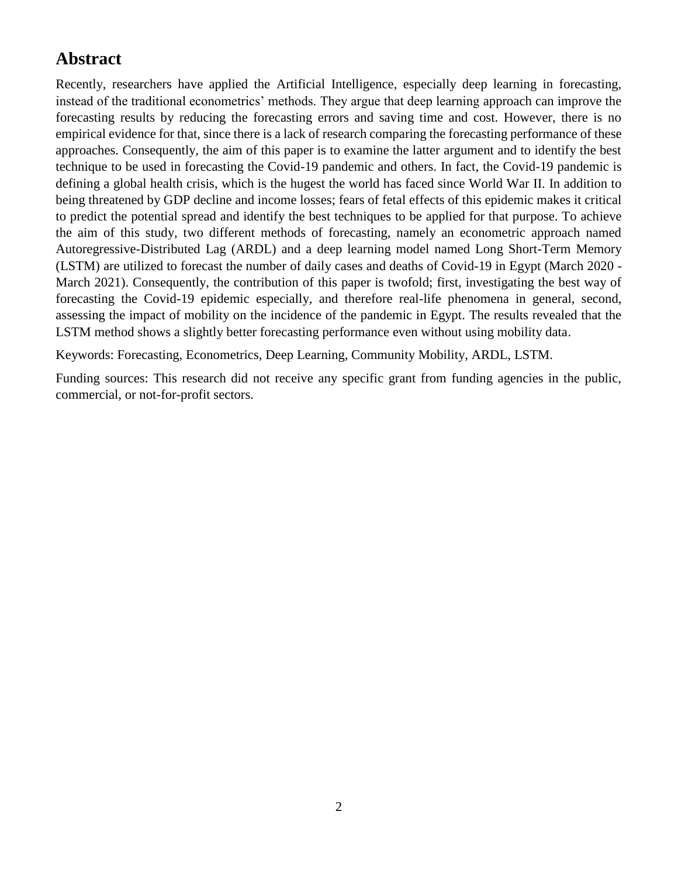## Abstract

Recently, researchers have applied the Artificial Intelligence, especially deep learning in forecasting, instead of the traditional econometrics' methods. They argue that deep learning approach can improve the forecasting results by reducing the forecasting errors and saving time and cost. However, there is no empirical evidence for that, since there is a lack of research comparing the forecasting performance of these approaches. Consequently, the aim of this paper is to examine the latter argument and to identify the best technique to be used in forecasting the Covid-19 pandemic and others. In fact, the Covid-19 pandemic is defining a global health crisis, which is the hugest the world has faced since World War II. In addition to being threatened by GDP decline and income losses; fears of fetal effects of this epidemic makes it critical to predict the potential spread and identify the best techniques to be applied for that purpose. To achieve the aim of this study, two different methods of forecasting, namely an econometric approach named Autoregressive-Distributed Lag (ARDL) and a deep learning model named Long Short-Term Memory (LSTM) are utilized to forecast the number of daily cases and deaths of Covid-19 in Egypt (March 2020 - March 2021). Consequently, the contribution of this paper is twofold; first, investigating the best way of forecasting the Covid-19 epidemic especially, and therefore real-life phenomena in general, second, assessing the impact of mobility on the incidence of the pandemic in Egypt. The results revealed that the LSTM method shows a slightly better forecasting performance even without using mobility data.

Keywords: Forecasting, Econometrics, Deep Learning, Community Mobility, ARDL, LSTM.

Funding sources: This research did not receive any specific grant from funding agencies in the public, commercial, or not-for-profit sectors.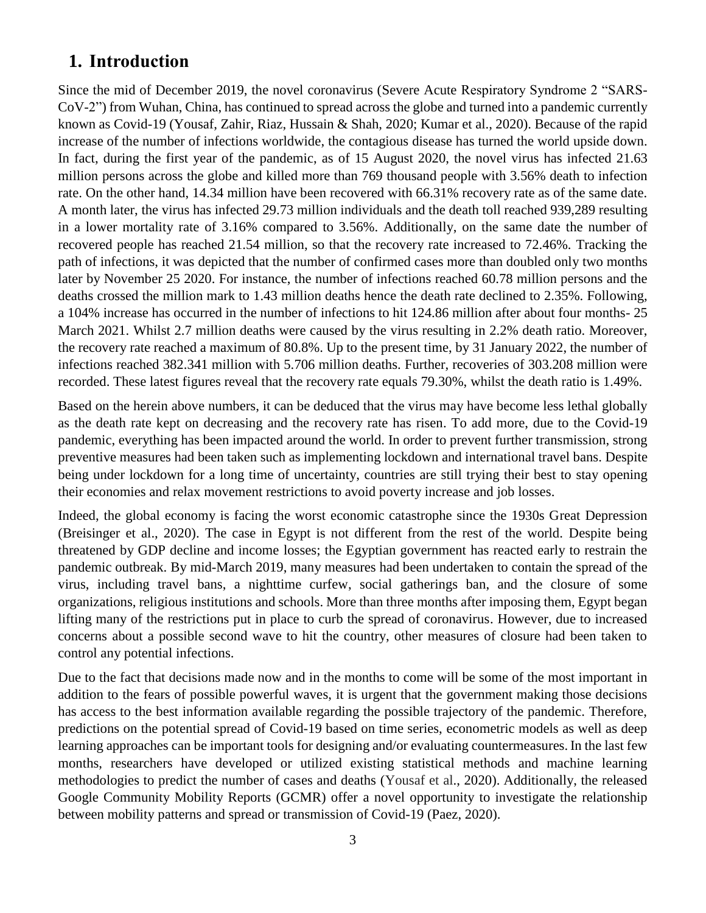# 1. Introduction

Since the mid of December 2019, the novel coronavirus (Severe Acute Respiratory Syndrome 2 "SARS-CoV-2") from Wuhan, China, has continued to spread across the globe and turned into a pandemic currently known as Covid-19 (Yousaf, Zahir, Riaz, Hussain & Shah, 2020; Kumar et al., 2020). Because of the rapid increase of the number of infections worldwide, the contagious disease has turned the world upside down. In fact, during the first year of the pandemic, as of 15 August 2020, the novel virus has infected 21.63 million persons across the globe and killed more than 769 thousand people with 3.56% death to infection rate. On the other hand, 14.34 million have been recovered with 66.31% recovery rate as of the same date. A month later, the virus has infected 29.73 million individuals and the death toll reached 939,289 resulting in a lower mortality rate of 3.16% compared to 3.56%. Additionally, on the same date the number of recovered people has reached 21.54 million, so that the recovery rate increased to 72.46%. Tracking the path of infections, it was depicted that the number of confirmed cases more than doubled only two months later by November 25 2020. For instance, the number of infections reached 60.78 million persons and the deaths crossed the million mark to 1.43 million deaths hence the death rate declined to 2.35%. Following, a 104% increase has occurred in the number of infections to hit 124.86 million after about four months- 25 March 2021. Whilst 2.7 million deaths were caused by the virus resulting in 2.2% death ratio. Moreover, the recovery rate reached a maximum of 80.8%. Up to the present time, by 31 January 2022, the number of infections reached 382.341 million with 5.706 million deaths. Further, recoveries of 303.208 million were recorded. These latest figures reveal that the recovery rate equals 79.30%, whilst the death ratio is 1.49%.

Based on the herein above numbers, it can be deduced that the virus may have become less lethal globally as the death rate kept on decreasing and the recovery rate has risen. To add more, due to the Covid-19 pandemic, everything has been impacted around the world. In order to prevent further transmission, strong preventive measures had been taken such as implementing lockdown and international travel bans. Despite being under lockdown for a long time of uncertainty, countries are still trying their best to stay opening their economies and relax movement restrictions to avoid poverty increase and job losses.

Indeed, the global economy is facing the worst economic catastrophe since the 1930s Great Depression (Breisinger et al., 2020). The case in Egypt is not different from the rest of the world. Despite being threatened by GDP decline and income losses; the Egyptian government has reacted early to restrain the pandemic outbreak. By mid-March 2019, many measures had been undertaken to contain the spread of the virus, including travel bans, a nighttime curfew, social gatherings ban, and the closure of some organizations, religious institutions and schools. More than three months after imposing them, Egypt began lifting many of the restrictions put in place to curb the spread of coronavirus. However, due to increased concerns about a possible second wave to hit the country, other measures of closure had been taken to control any potential infections.

Due to the fact that decisions made now and in the months to come will be some of the most important in addition to the fears of possible powerful waves, it is urgent that the government making those decisions has access to the best information available regarding the possible trajectory of the pandemic. Therefore, predictions on the potential spread of Covid-19 based on time series, econometric models as well as deep learning approaches can be important tools for designing and/or evaluating countermeasures. In the last few months, researchers have developed or utilized existing statistical methods and machine learning methodologies to predict the number of cases and deaths (Yousaf et al., 2020). Additionally, the released Google Community Mobility Reports (GCMR) offer a novel opportunity to investigate the relationship between mobility patterns and spread or transmission of Covid-19 (Paez, 2020).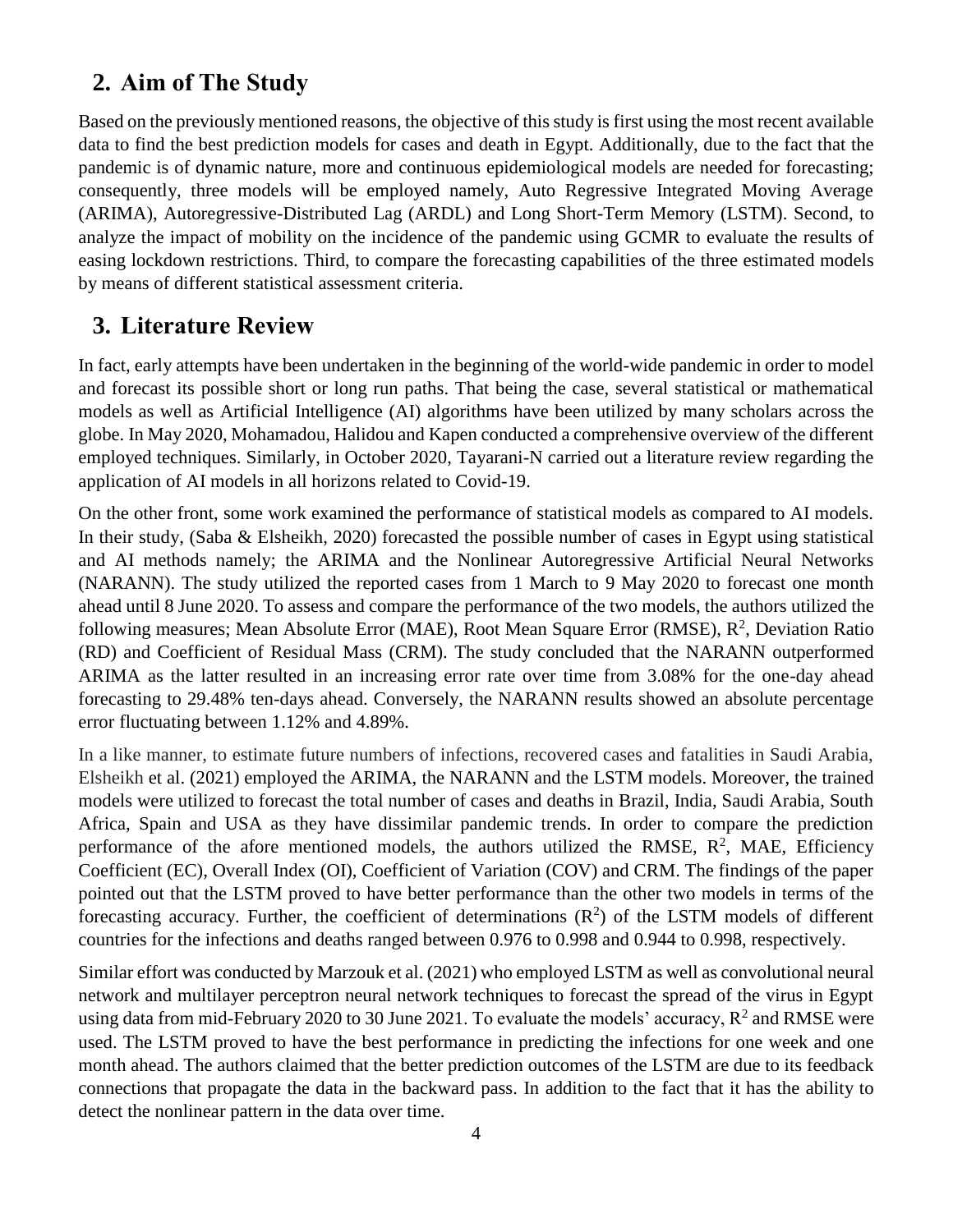## 2. Aim of The Study

Based on the previously mentioned reasons, the objective of this study is first using the most recent available data to find the best prediction models for cases and death in Egypt. Additionally, due to the fact that the pandemic is of dynamic nature, more and continuous epidemiological models are needed for forecasting; consequently, three models will be employed namely, Auto Regressive Integrated Moving Average (ARIMA), Autoregressive-Distributed Lag (ARDL) and Long Short-Term Memory (LSTM). Second, to analyze the impact of mobility on the incidence of the pandemic using GCMR to evaluate the results of easing lockdown restrictions. Third, to compare the forecasting capabilities of the three estimated models by means of different statistical assessment criteria.

## 3. Literature Review

In fact, early attempts have been undertaken in the beginning of the world-wide pandemic in order to model and forecast its possible short or long run paths. That being the case, several statistical or mathematical models as well as Artificial Intelligence (AI) algorithms have been utilized by many scholars across the globe. In May 2020, Mohamadou, Halidou and Kapen conducted a comprehensive overview of the different employed techniques. Similarly, in October 2020, Tayarani-N carried out a literature review regarding the application of AI models in all horizons related to Covid-19.

On the other front, some work examined the performance of statistical models as compared to AI models. In their study, (Saba & Elsheikh, 2020) forecasted the possible number of cases in Egypt using statistical and AI methods namely; the ARIMA and the Nonlinear Autoregressive Artificial Neural Networks (NARANN). The study utilized the reported cases from 1 March to 9 May 2020 to forecast one month ahead until 8 June 2020. To assess and compare the performance of the two models, the authors utilized the following measures; Mean Absolute Error (MAE), Root Mean Square Error (RMSE), $R^2$, Deviation Ratio (RD) and Coefficient of Residual Mass (CRM). The study concluded that the NARANN outperformed ARIMA as the latter resulted in an increasing error rate over time from 3.08% for the one-day ahead forecasting to 29.48% ten-days ahead. Conversely, the NARANN results showed an absolute percentage error fluctuating between 1.12% and 4.89%.

In a like manner, to estimate future numbers of infections, recovered cases and fatalities in Saudi Arabia, Elsheikh et al. (2021) employed the ARIMA, the NARANN and the LSTM models. Moreover, the trained models were utilized to forecast the total number of cases and deaths in Brazil, India, Saudi Arabia, South Africa, Spain and USA as they have dissimilar pandemic trends. In order to compare the prediction performance of the afore mentioned models, the authors utilized the RMSE, $R^2$, MAE, Efficiency Coefficient (EC), Overall Index (OI), Coefficient of Variation (COV) and CRM. The findings of the paper pointed out that the LSTM proved to have better performance than the other two models in terms of the forecasting accuracy. Further, the coefficient of determinations ($R^2$) of the LSTM models of different countries for the infections and deaths ranged between 0.976 to 0.998 and 0.944 to 0.998, respectively.

Similar effort was conducted by Marzouk et al. (2021) who employed LSTM as well as convolutional neural network and multilayer perceptron neural network techniques to forecast the spread of the virus in Egypt using data from mid-February 2020 to 30 June 2021. To evaluate the models' accuracy, $R^2$ and RMSE were used. The LSTM proved to have the best performance in predicting the infections for one week and one month ahead. The authors claimed that the better prediction outcomes of the LSTM are due to its feedback connections that propagate the data in the backward pass. In addition to the fact that it has the ability to detect the nonlinear pattern in the data over time.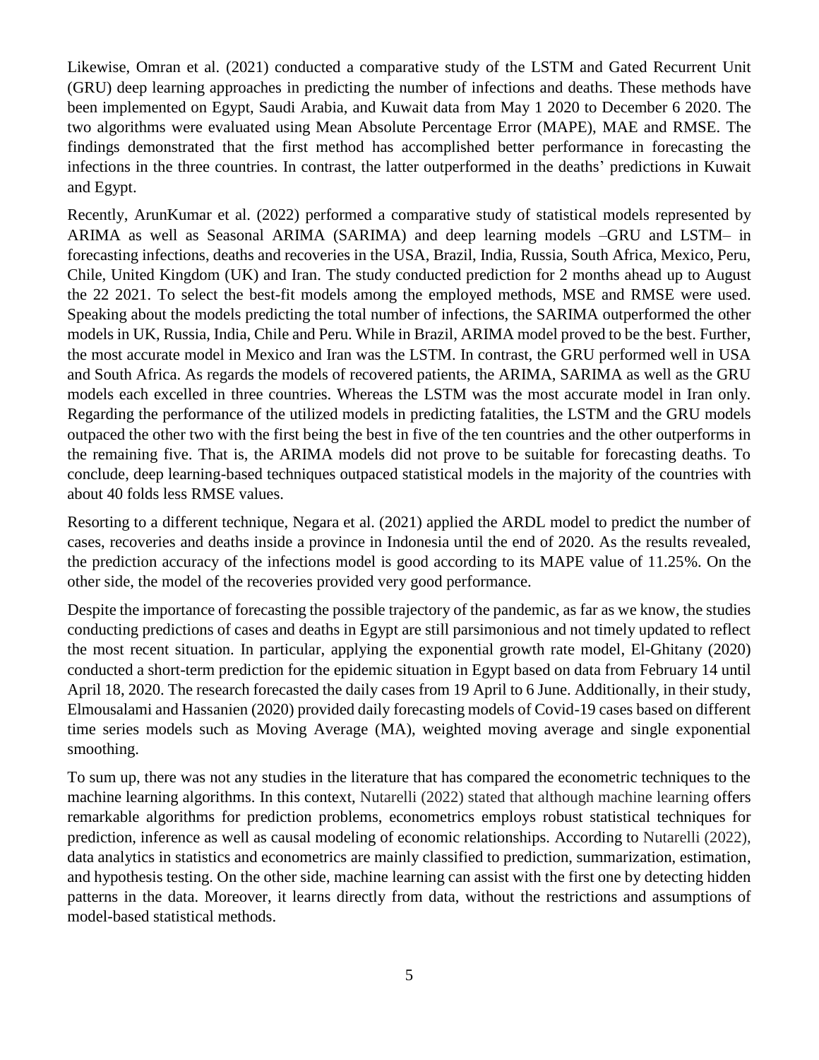Likewise, Omran et al. (2021) conducted a comparative study of the LSTM and Gated Recurrent Unit (GRU) deep learning approaches in predicting the number of infections and deaths. These methods have been implemented on Egypt, Saudi Arabia, and Kuwait data from May 1 2020 to December 6 2020. The two algorithms were evaluated using Mean Absolute Percentage Error (MAPE), MAE and RMSE. The findings demonstrated that the first method has accomplished better performance in forecasting the infections in the three countries. In contrast, the latter outperformed in the deaths' predictions in Kuwait and Egypt.

Recently, ArunKumar et al. (2022) performed a comparative study of statistical models represented by ARIMA as well as Seasonal ARIMA (SARIMA) and deep learning models –GRU and LSTM– in forecasting infections, deaths and recoveries in the USA, Brazil, India, Russia, South Africa, Mexico, Peru, Chile, United Kingdom (UK) and Iran. The study conducted prediction for 2 months ahead up to August the 22 2021. To select the best-fit models among the employed methods, MSE and RMSE were used. Speaking about the models predicting the total number of infections, the SARIMA outperformed the other models in UK, Russia, India, Chile and Peru. While in Brazil, ARIMA model proved to be the best. Further, the most accurate model in Mexico and Iran was the LSTM. In contrast, the GRU performed well in USA and South Africa. As regards the models of recovered patients, the ARIMA, SARIMA as well as the GRU models each excelled in three countries. Whereas the LSTM was the most accurate model in Iran only. Regarding the performance of the utilized models in predicting fatalities, the LSTM and the GRU models outpaced the other two with the first being the best in five of the ten countries and the other outperforms in the remaining five. That is, the ARIMA models did not prove to be suitable for forecasting deaths. To conclude, deep learning-based techniques outpaced statistical models in the majority of the countries with about 40 folds less RMSE values.

Resorting to a different technique, Negara et al. (2021) applied the ARDL model to predict the number of cases, recoveries and deaths inside a province in Indonesia until the end of 2020. As the results revealed, the prediction accuracy of the infections model is good according to its MAPE value of 11.25%. On the other side, the model of the recoveries provided very good performance.

Despite the importance of forecasting the possible trajectory of the pandemic, as far as we know, the studies conducting predictions of cases and deaths in Egypt are still parsimonious and not timely updated to reflect the most recent situation. In particular, applying the exponential growth rate model, El-Ghitany (2020) conducted a short-term prediction for the epidemic situation in Egypt based on data from February 14 until April 18, 2020. The research forecasted the daily cases from 19 April to 6 June. Additionally, in their study, Elmousalami and Hassanien (2020) provided daily forecasting models of Covid-19 cases based on different time series models such as Moving Average (MA), weighted moving average and single exponential smoothing.

To sum up, there was not any studies in the literature that has compared the econometric techniques to the machine learning algorithms. In this context, Nutarelli (2022) stated that although machine learning offers remarkable algorithms for prediction problems, econometrics employs robust statistical techniques for prediction, inference as well as causal modeling of economic relationships. According to Nutarelli (2022), data analytics in statistics and econometrics are mainly classified to prediction, summarization, estimation, and hypothesis testing. On the other side, machine learning can assist with the first one by detecting hidden patterns in the data. Moreover, it learns directly from data, without the restrictions and assumptions of model-based statistical methods.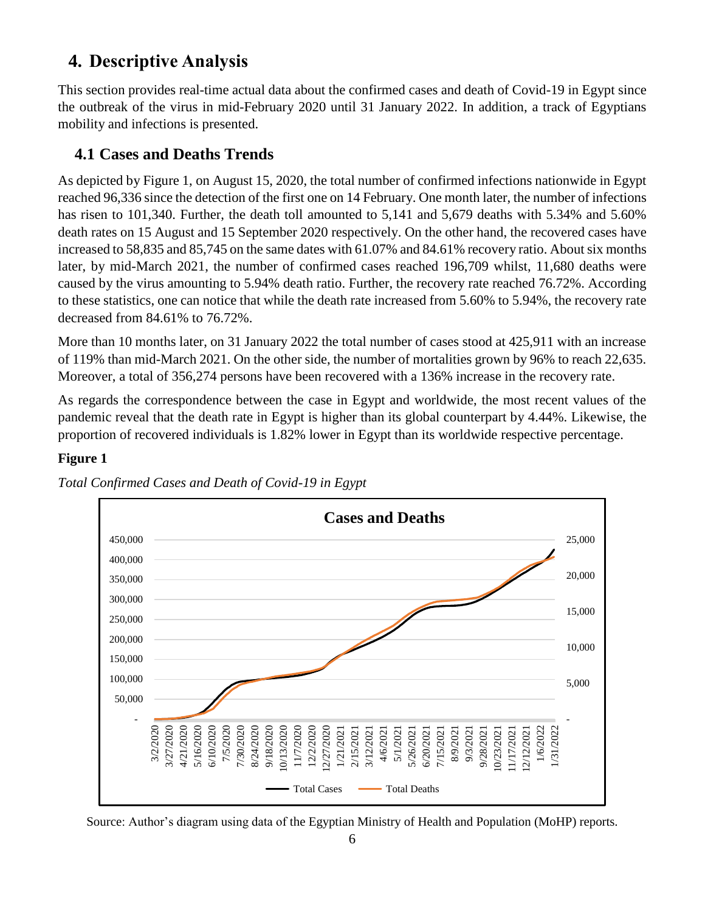# 4. Descriptive Analysis

This section provides real-time actual data about the confirmed cases and death of Covid-19 in Egypt since the outbreak of the virus in mid-February 2020 until 31 January 2022. In addition, a track of Egyptians mobility and infections is presented.

## 4.1 Cases and Deaths Trends

As depicted by Figure 1, on August 15, 2020, the total number of confirmed infections nationwide in Egypt reached 96,336 since the detection of the first one on 14 February. One month later, the number of infections has risen to 101,340. Further, the death toll amounted to 5,141 and 5,679 deaths with 5.34% and 5.60% death rates on 15 August and 15 September 2020 respectively. On the other hand, the recovered cases have increased to 58,835 and 85,745 on the same dates with 61.07% and 84.61% recovery ratio. About six months later, by mid-March 2021, the number of confirmed cases reached 196,709 whilst, 11,680 deaths were caused by the virus amounting to 5.94% death ratio. Further, the recovery rate reached 76.72%. According to these statistics, one can notice that while the death rate increased from 5.60% to 5.94%, the recovery rate decreased from 84.61% to 76.72%.

More than 10 months later, on 31 January 2022 the total number of cases stood at 425,911 with an increase of 119% than mid-March 2021. On the other side, the number of mortalities grown by 96% to reach 22,635. Moreover, a total of 356,274 persons have been recovered with a 136% increase in the recovery rate.

As regards the correspondence between the case in Egypt and worldwide, the most recent values of the pandemic reveal that the death rate in Egypt is higher than its global counterpart by 4.44%. Likewise, the proportion of recovered individuals is 1.82% lower in Egypt than its worldwide respective percentage.

**Figure 1**

*Total Confirmed Cases and Death of Covid-19 in Egypt*

Source: Author's diagram using data of the Egyptian Ministry of Health and Population (MoHP) reports.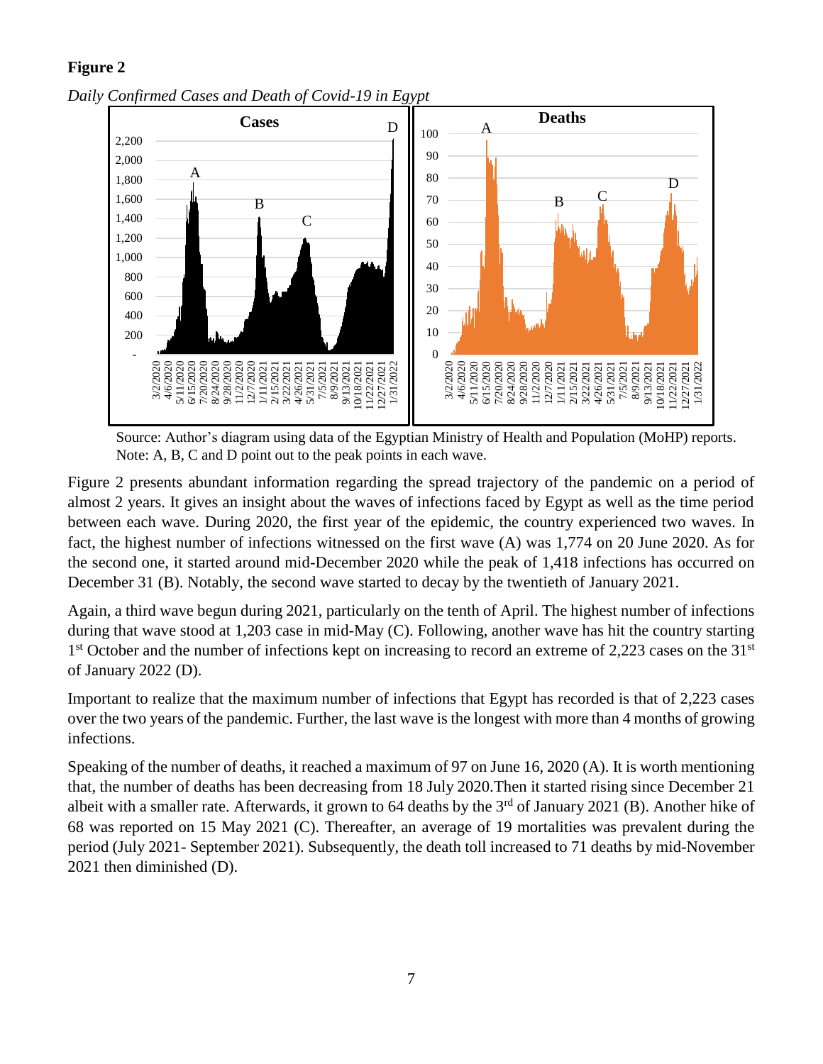**Figure 2**

*Daily Confirmed Cases and Death of Covid-19 in Egypt*

Source: Author's diagram using data of the Egyptian Ministry of Health and Population (MoHP) reports.
Note: A, B, C and D point out to the peak points in each wave.

Figure 2 presents abundant information regarding the spread trajectory of the pandemic on a period of almost 2 years. It gives an insight about the waves of infections faced by Egypt as well as the time period between each wave. During 2020, the first year of the epidemic, the country experienced two waves. In fact, the highest number of infections witnessed on the first wave (A) was 1,774 on 20 June 2020. As for the second one, it started around mid-December 2020 while the peak of 1,418 infections has occurred on December 31 (B). Notably, the second wave started to decay by the twentieth of January 2021.

Again, a third wave begun during 2021, particularly on the tenth of April. The highest number of infections during that wave stood at 1,203 case in mid-May (C). Following, another wave has hit the country starting 1st October and the number of infections kept on increasing to record an extreme of 2,223 cases on the 31st of January 2022 (D).

Important to realize that the maximum number of infections that Egypt has recorded is that of 2,223 cases over the two years of the pandemic. Further, the last wave is the longest with more than 4 months of growing infections.

Speaking of the number of deaths, it reached a maximum of 97 on June 16, 2020 (A). It is worth mentioning that, the number of deaths has been decreasing from 18 July 2020.Then it started rising since December 21 albeit with a smaller rate. Afterwards, it grown to 64 deaths by the 3rd of January 2021 (B). Another hike of 68 was reported on 15 May 2021 (C). Thereafter, an average of 19 mortalities was prevalent during the period (July 2021- September 2021). Subsequently, the death toll increased to 71 deaths by mid-November 2021 then diminished (D).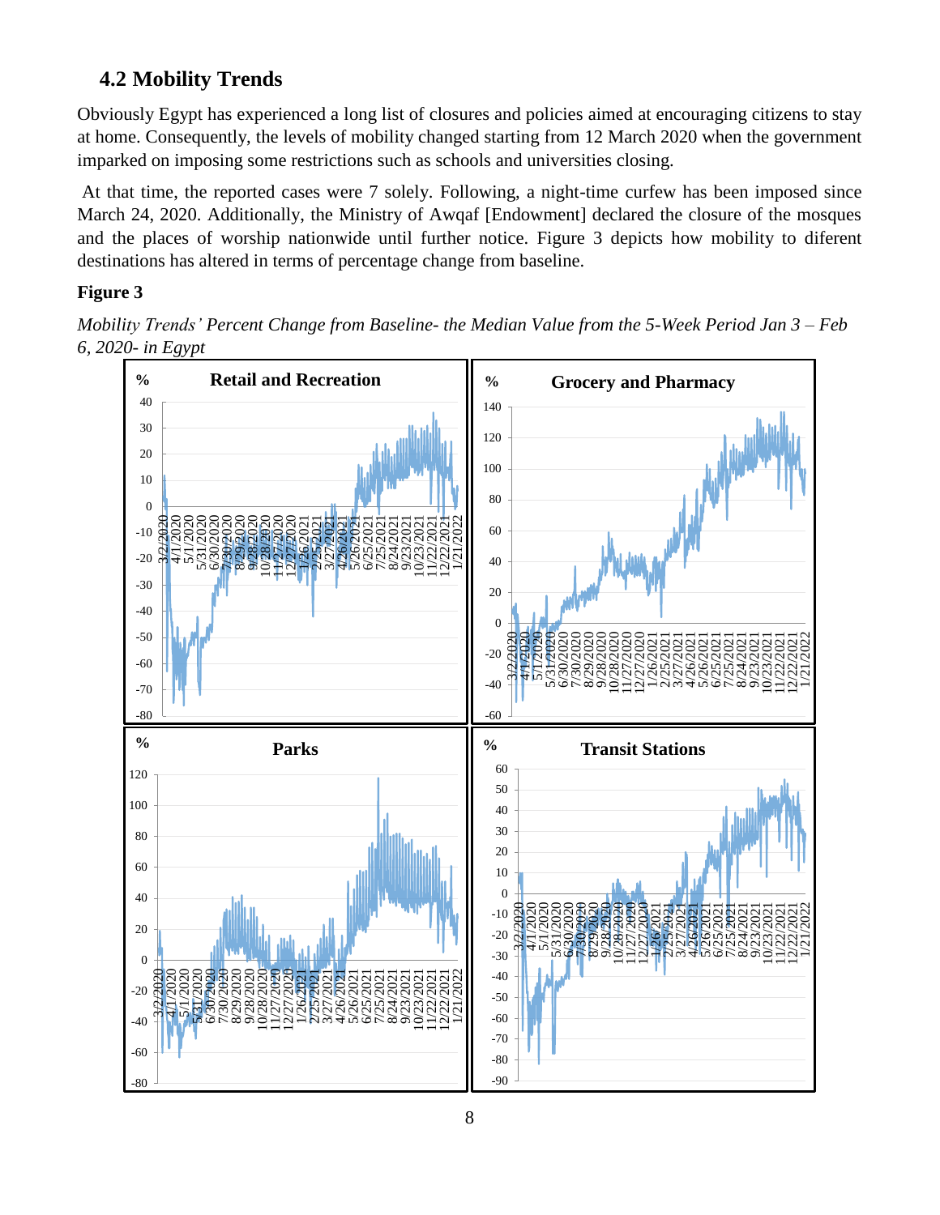## 4.2 Mobility Trends

Obviously Egypt has experienced a long list of closures and policies aimed at encouraging citizens to stay at home. Consequently, the levels of mobility changed starting from 12 March 2020 when the government imparked on imposing some restrictions such as schools and universities closing.

At that time, the reported cases were 7 solely. Following, a night-time curfew has been imposed since March 24, 2020. Additionally, the Ministry of Awqaf [Endowment] declared the closure of the mosques and the places of worship nationwide until further notice. Figure 3 depicts how mobility to diferent destinations has altered in terms of percentage change from baseline.

**Figure 3**

*Mobility Trends' Percent Change from Baseline- the Median Value from the 5-Week Period Jan 3 – Feb 6, 2020- in Egypt*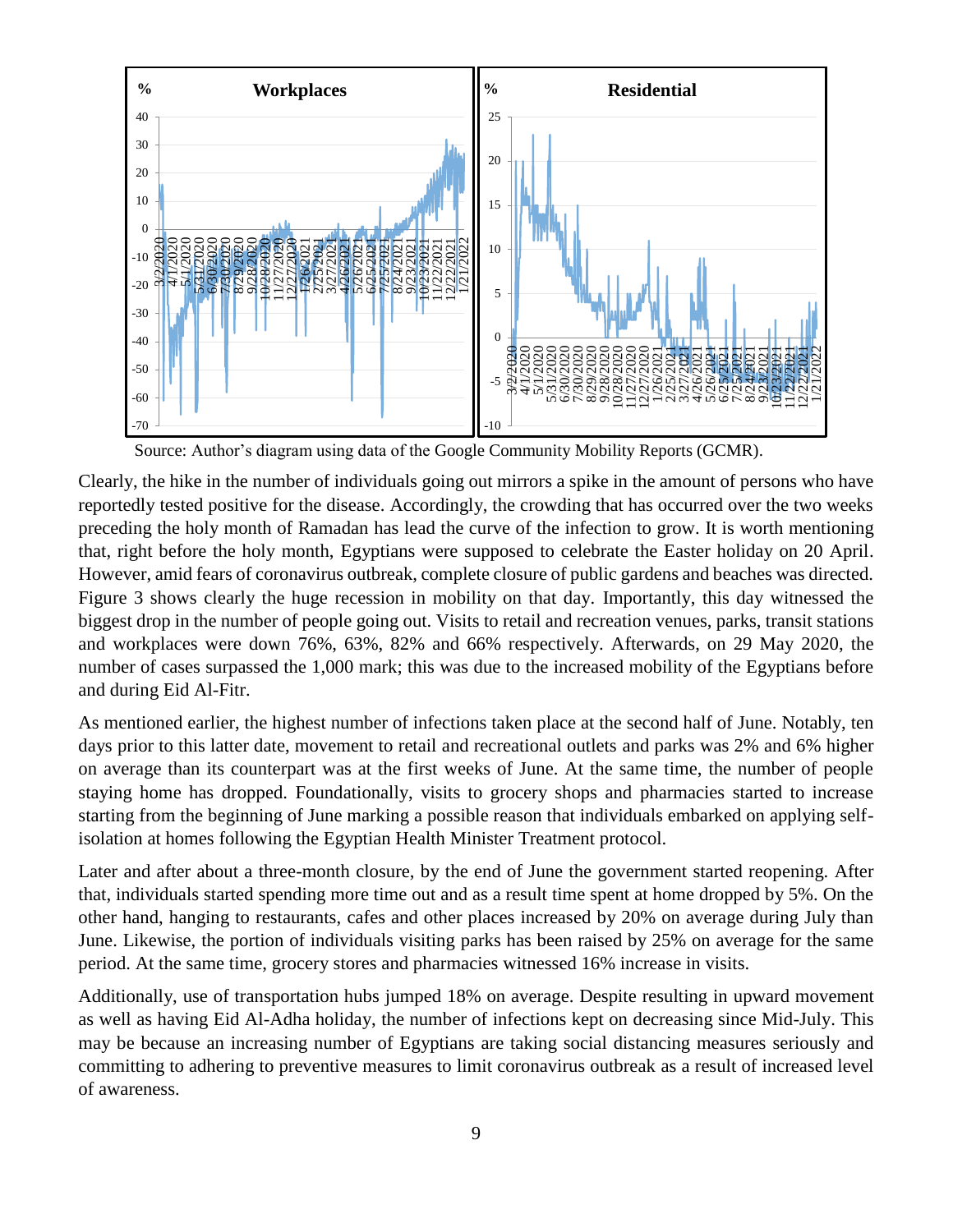Source: Author's diagram using data of the Google Community Mobility Reports (GCMR).

Clearly, the hike in the number of individuals going out mirrors a spike in the amount of persons who have reportedly tested positive for the disease. Accordingly, the crowding that has occurred over the two weeks preceding the holy month of Ramadan has lead the curve of the infection to grow. It is worth mentioning that, right before the holy month, Egyptians were supposed to celebrate the Easter holiday on 20 April. However, amid fears of coronavirus outbreak, complete closure of public gardens and beaches was directed. Figure 3 shows clearly the huge recession in mobility on that day. Importantly, this day witnessed the biggest drop in the number of people going out. Visits to retail and recreation venues, parks, transit stations and workplaces were down 76%, 63%, 82% and 66% respectively. Afterwards, on 29 May 2020, the number of cases surpassed the 1,000 mark; this was due to the increased mobility of the Egyptians before and during Eid Al-Fitr.

As mentioned earlier, the highest number of infections taken place at the second half of June. Notably, ten days prior to this latter date, movement to retail and recreational outlets and parks was 2% and 6% higher on average than its counterpart was at the first weeks of June. At the same time, the number of people staying home has dropped. Foundationally, visits to grocery shops and pharmacies started to increase starting from the beginning of June marking a possible reason that individuals embarked on applying self-isolation at homes following the Egyptian Health Minister Treatment protocol.

Later and after about a three-month closure, by the end of June the government started reopening. After that, individuals started spending more time out and as a result time spent at home dropped by 5%. On the other hand, hanging to restaurants, cafes and other places increased by 20% on average during July than June. Likewise, the portion of individuals visiting parks has been raised by 25% on average for the same period. At the same time, grocery stores and pharmacies witnessed 16% increase in visits.

Additionally, use of transportation hubs jumped 18% on average. Despite resulting in upward movement as well as having Eid Al-Adha holiday, the number of infections kept on decreasing since Mid-July. This may be because an increasing number of Egyptians are taking social distancing measures seriously and committing to adhering to preventive measures to limit coronavirus outbreak as a result of increased level of awareness.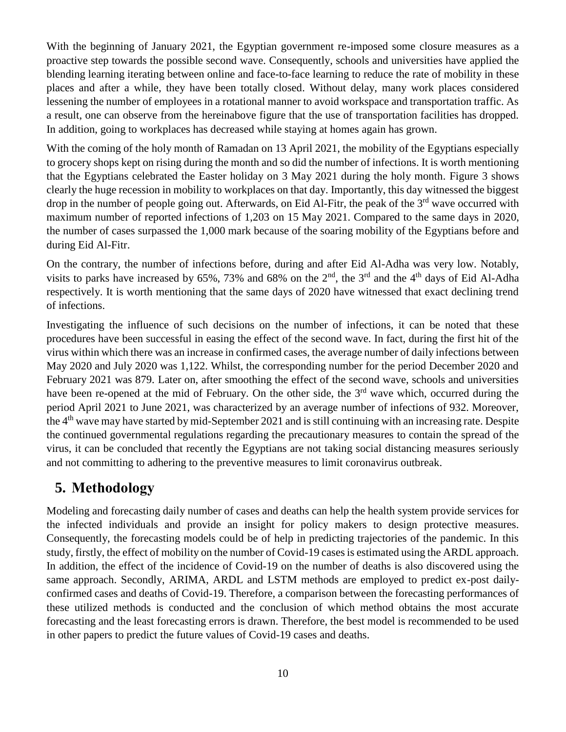With the beginning of January 2021, the Egyptian government re-imposed some closure measures as a proactive step towards the possible second wave. Consequently, schools and universities have applied the blending learning iterating between online and face-to-face learning to reduce the rate of mobility in these places and after a while, they have been totally closed. Without delay, many work places considered lessening the number of employees in a rotational manner to avoid workspace and transportation traffic. As a result, one can observe from the hereinabove figure that the use of transportation facilities has dropped. In addition, going to workplaces has decreased while staying at homes again has grown.

With the coming of the holy month of Ramadan on 13 April 2021, the mobility of the Egyptians especially to grocery shops kept on rising during the month and so did the number of infections. It is worth mentioning that the Egyptians celebrated the Easter holiday on 3 May 2021 during the holy month. Figure 3 shows clearly the huge recession in mobility to workplaces on that day. Importantly, this day witnessed the biggest drop in the number of people going out. Afterwards, on Eid Al-Fitr, the peak of the 3rd wave occurred with maximum number of reported infections of 1,203 on 15 May 2021. Compared to the same days in 2020, the number of cases surpassed the 1,000 mark because of the soaring mobility of the Egyptians before and during Eid Al-Fitr.

On the contrary, the number of infections before, during and after Eid Al-Adha was very low. Notably, visits to parks have increased by 65%, 73% and 68% on the 2nd, the 3rd and the 4th days of Eid Al-Adha respectively. It is worth mentioning that the same days of 2020 have witnessed that exact declining trend of infections.

Investigating the influence of such decisions on the number of infections, it can be noted that these procedures have been successful in easing the effect of the second wave. In fact, during the first hit of the virus within which there was an increase in confirmed cases, the average number of daily infections between May 2020 and July 2020 was 1,122. Whilst, the corresponding number for the period December 2020 and February 2021 was 879. Later on, after smoothing the effect of the second wave, schools and universities have been re-opened at the mid of February. On the other side, the 3rd wave which, occurred during the period April 2021 to June 2021, was characterized by an average number of infections of 932. Moreover, the 4th wave may have started by mid-September 2021 and is still continuing with an increasing rate. Despite the continued governmental regulations regarding the precautionary measures to contain the spread of the virus, it can be concluded that recently the Egyptians are not taking social distancing measures seriously and not committing to adhering to the preventive measures to limit coronavirus outbreak.

## 5. Methodology

Modeling and forecasting daily number of cases and deaths can help the health system provide services for the infected individuals and provide an insight for policy makers to design protective measures. Consequently, the forecasting models could be of help in predicting trajectories of the pandemic. In this study, firstly, the effect of mobility on the number of Covid-19 cases is estimated using the ARDL approach. In addition, the effect of the incidence of Covid-19 on the number of deaths is also discovered using the same approach. Secondly, ARIMA, ARDL and LSTM methods are employed to predict ex-post daily-confirmed cases and deaths of Covid-19. Therefore, a comparison between the forecasting performances of these utilized methods is conducted and the conclusion of which method obtains the most accurate forecasting and the least forecasting errors is drawn. Therefore, the best model is recommended to be used in other papers to predict the future values of Covid-19 cases and deaths.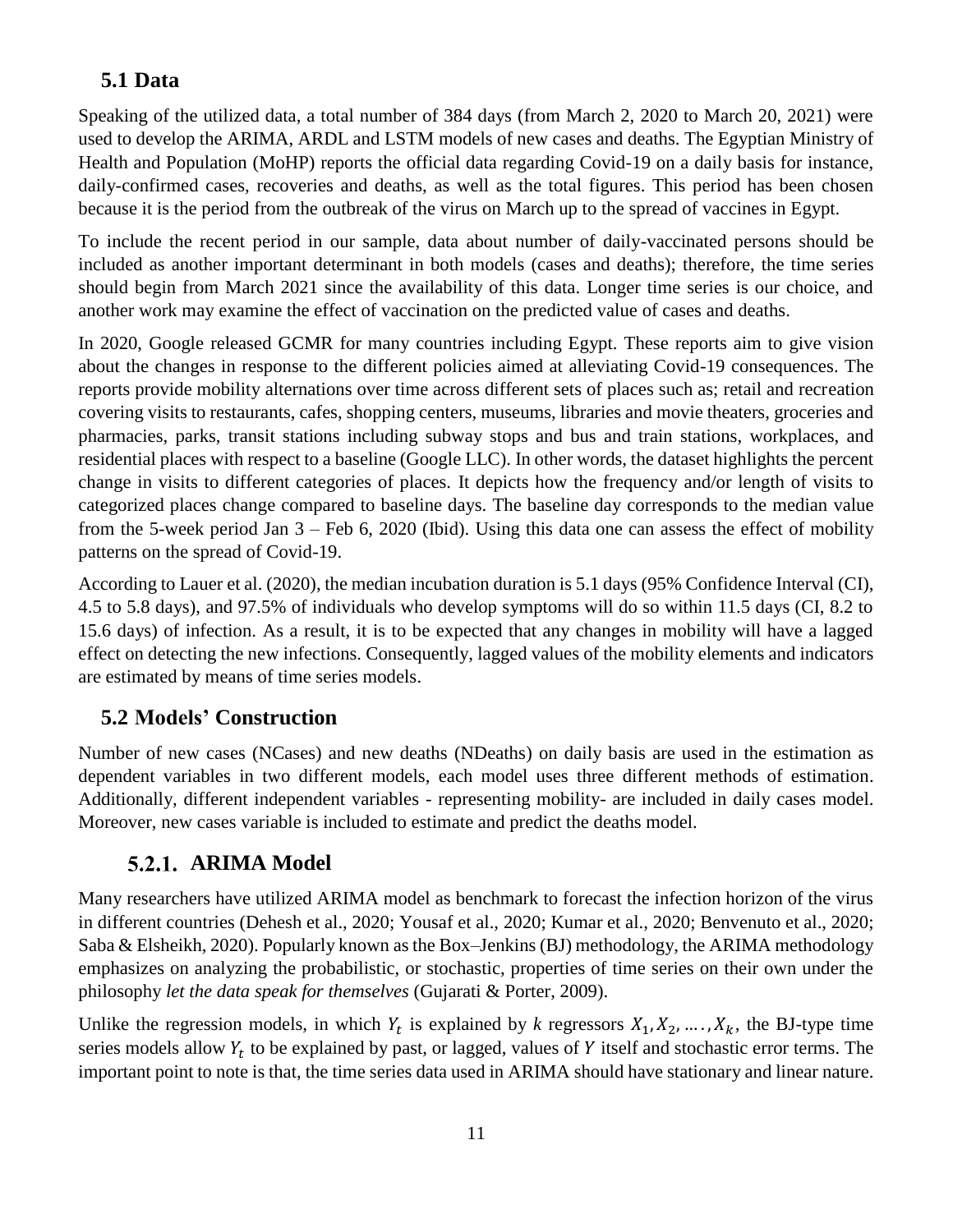## 5.1 Data

Speaking of the utilized data, a total number of 384 days (from March 2, 2020 to March 20, 2021) were used to develop the ARIMA, ARDL and LSTM models of new cases and deaths. The Egyptian Ministry of Health and Population (MoHP) reports the official data regarding Covid-19 on a daily basis for instance, daily-confirmed cases, recoveries and deaths, as well as the total figures. This period has been chosen because it is the period from the outbreak of the virus on March up to the spread of vaccines in Egypt.

To include the recent period in our sample, data about number of daily-vaccinated persons should be included as another important determinant in both models (cases and deaths); therefore, the time series should begin from March 2021 since the availability of this data. Longer time series is our choice, and another work may examine the effect of vaccination on the predicted value of cases and deaths.

In 2020, Google released GCMR for many countries including Egypt. These reports aim to give vision about the changes in response to the different policies aimed at alleviating Covid-19 consequences. The reports provide mobility alternations over time across different sets of places such as; retail and recreation covering visits to restaurants, cafes, shopping centers, museums, libraries and movie theaters, groceries and pharmacies, parks, transit stations including subway stops and bus and train stations, workplaces, and residential places with respect to a baseline (Google LLC). In other words, the dataset highlights the percent change in visits to different categories of places. It depicts how the frequency and/or length of visits to categorized places change compared to baseline days. The baseline day corresponds to the median value from the 5-week period Jan 3 – Feb 6, 2020 (Ibid). Using this data one can assess the effect of mobility patterns on the spread of Covid-19.

According to Lauer et al. (2020), the median incubation duration is 5.1 days (95% Confidence Interval (CI), 4.5 to 5.8 days), and 97.5% of individuals who develop symptoms will do so within 11.5 days (CI, 8.2 to 15.6 days) of infection. As a result, it is to be expected that any changes in mobility will have a lagged effect on detecting the new infections. Consequently, lagged values of the mobility elements and indicators are estimated by means of time series models.

## 5.2 Models' Construction

Number of new cases (NCases) and new deaths (NDeaths) on daily basis are used in the estimation as dependent variables in two different models, each model uses three different methods of estimation. Additionally, different independent variables - representing mobility- are included in daily cases model. Moreover, new cases variable is included to estimate and predict the deaths model.

### 5.2.1. ARIMA Model

Many researchers have utilized ARIMA model as benchmark to forecast the infection horizon of the virus in different countries (Dehesh et al., 2020; Yousaf et al., 2020; Kumar et al., 2020; Benvenuto et al., 2020; Saba & Elsheikh, 2020). Popularly known as the Box–Jenkins (BJ) methodology, the ARIMA methodology emphasizes on analyzing the probabilistic, or stochastic, properties of time series on their own under the philosophy *let the data speak for themselves* (Gujarati & Porter, 2009).

Unlike the regression models, in which $Y_t$ is explained by *k* regressors $X_1, X_2, \ldots, X_k$, the BJ-type time series models allow $Y_t$ to be explained by past, or lagged, values of $Y$ itself and stochastic error terms. The important point to note is that, the time series data used in ARIMA should have stationary and linear nature.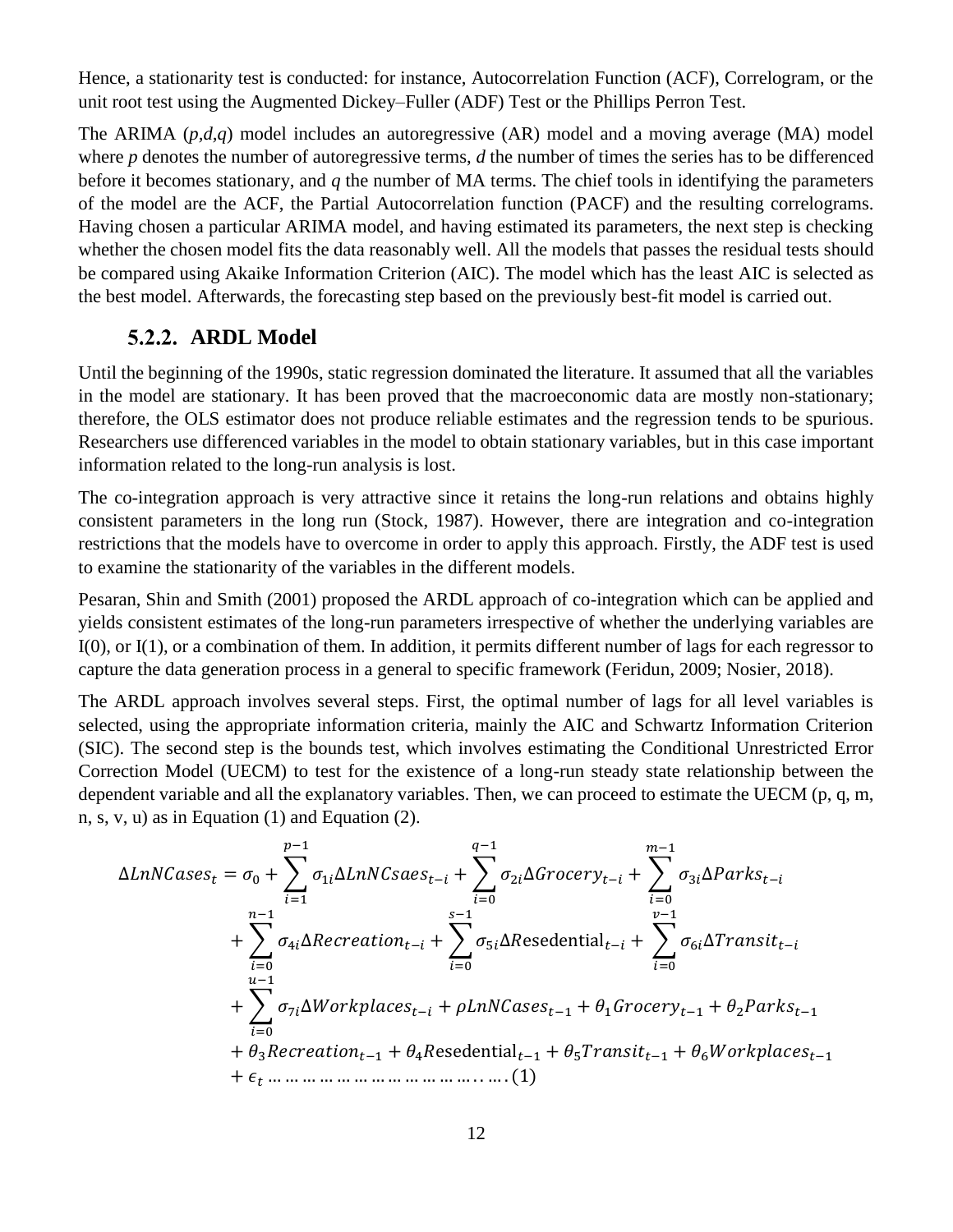Hence, a stationarity test is conducted: for instance, Autocorrelation Function (ACF), Correlogram, or the unit root test using the Augmented Dickey–Fuller (ADF) Test or the Phillips Perron Test.

The ARIMA (*p*,*d*,*q*) model includes an autoregressive (AR) model and a moving average (MA) model where *p* denotes the number of autoregressive terms, *d* the number of times the series has to be differenced before it becomes stationary, and *q* the number of MA terms. The chief tools in identifying the parameters of the model are the ACF, the Partial Autocorrelation function (PACF) and the resulting correlograms. Having chosen a particular ARIMA model, and having estimated its parameters, the next step is checking whether the chosen model fits the data reasonably well. All the models that passes the residual tests should be compared using Akaike Information Criterion (AIC). The model which has the least AIC is selected as the best model. Afterwards, the forecasting step based on the previously best-fit model is carried out.

### 5.2.2. ARDL Model

Until the beginning of the 1990s, static regression dominated the literature. It assumed that all the variables in the model are stationary. It has been proved that the macroeconomic data are mostly non-stationary; therefore, the OLS estimator does not produce reliable estimates and the regression tends to be spurious. Researchers use differenced variables in the model to obtain stationary variables, but in this case important information related to the long-run analysis is lost.

The co-integration approach is very attractive since it retains the long-run relations and obtains highly consistent parameters in the long run (Stock, 1987). However, there are integration and co-integration restrictions that the models have to overcome in order to apply this approach. Firstly, the ADF test is used to examine the stationarity of the variables in the different models.

Pesaran, Shin and Smith (2001) proposed the ARDL approach of co-integration which can be applied and yields consistent estimates of the long-run parameters irrespective of whether the underlying variables are I(0), or I(1), or a combination of them. In addition, it permits different number of lags for each regressor to capture the data generation process in a general to specific framework (Feridun, 2009; Nosier, 2018).

The ARDL approach involves several steps. First, the optimal number of lags for all level variables is selected, using the appropriate information criteria, mainly the AIC and Schwartz Information Criterion (SIC). The second step is the bounds test, which involves estimating the Conditional Unrestricted Error Correction Model (UECM) to test for the existence of a long-run steady state relationship between the dependent variable and all the explanatory variables. Then, we can proceed to estimate the UECM (p, q, m, n, s, v, u) as in Equation (1) and Equation (2).

$$
\begin{aligned}
\Delta LnNCases_t = {} & \sigma_0 + \sum_{i=1}^{p-1} \sigma_{1i} \Delta LnNCsaes_{t-i} + \sum_{i=0}^{q-1} \sigma_{2i} \Delta Grocery_{t-i} + \sum_{i=0}^{m-1} \sigma_{3i} \Delta Parks_{t-i} \\
& + \sum_{i=0}^{n-1} \sigma_{4i} \Delta Recreation_{t-i} + \sum_{i=0}^{s-1} \sigma_{5i} \Delta \text{Resedential}_{t-i} + \sum_{i=0}^{v-1} \sigma_{6i} \Delta Transit_{t-i} \\
& + \sum_{i=0}^{u-1} \sigma_{7i} \Delta Workplaces_{t-i} + \rho LnNCases_{t-1} + \theta_1 Grocery_{t-1} + \theta_2 Parks_{t-1} \\
& + \theta_3 Recreation_{t-1} + \theta_4 \text{Resedential}_{t-1} + \theta_5 Transit_{t-1} + \theta_6 Workplaces_{t-1} \\
& + \epsilon_t \dots\dots\dots\dots\dots\dots\dots\dots\dots\dots\dots\dots\dots (1)
\end{aligned}
$$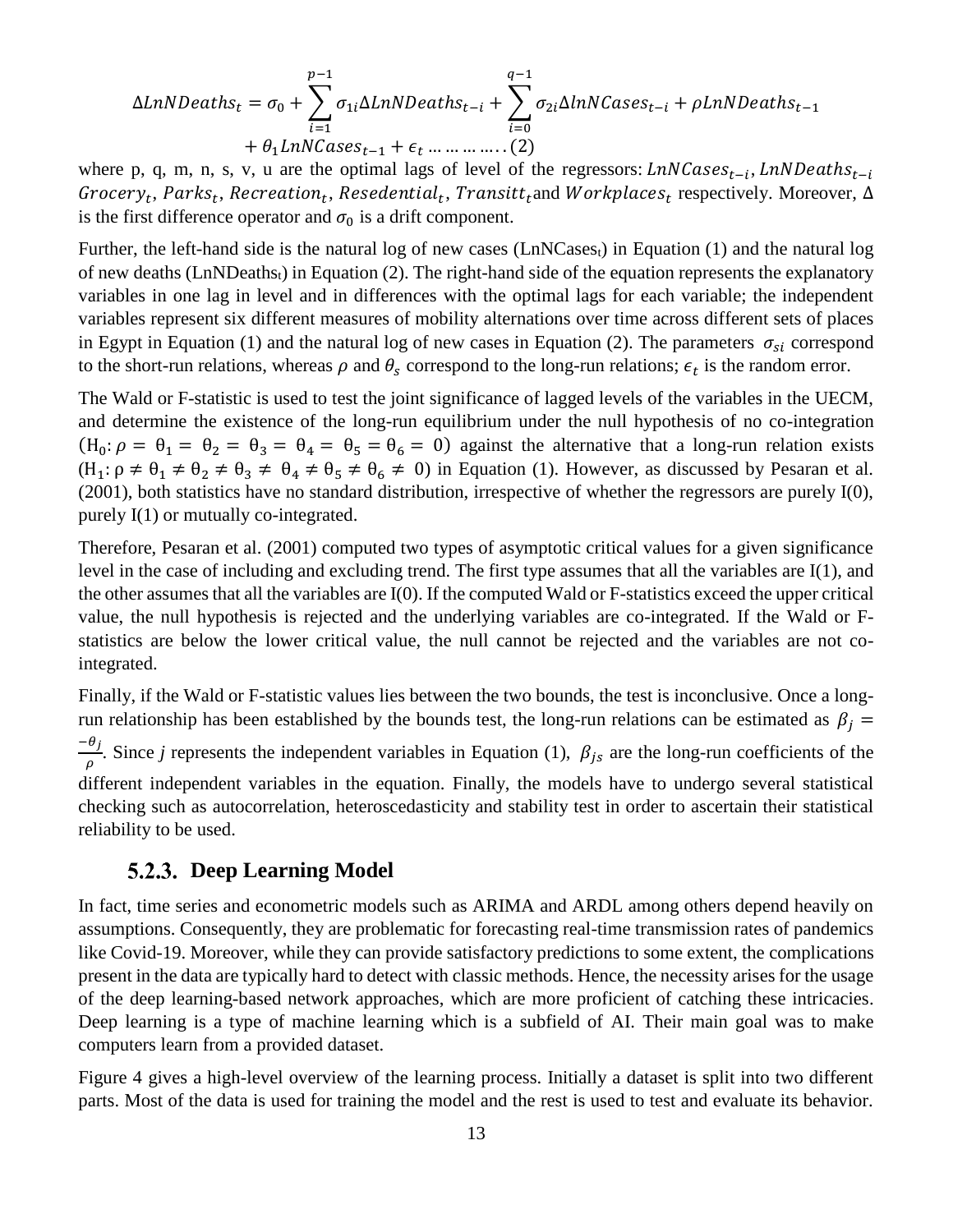$$\Delta LnNDeaths_t = \sigma_0 + \sum_{i=1}^{p-1} \sigma_{1i} \Delta LnNDeaths_{t-i} + \sum_{i=0}^{q-1} \sigma_{2i} \Delta lnNCases_{t-i} + \rho LnNDeaths_{t-1} + \theta_1 LnNCases_{t-1} + \epsilon_t \ldots\ldots\ldots\ldots (2)$$

where p, q, m, n, s, v, u are the optimal lags of level of the regressors: $LnNCases_{t-i}$, $LnNDeaths_{t-i}$ $Grocery_t$, $Parks_t$, $Recreation_t$, $Resedential_t$, $Transitt_t$ and $Workplaces_t$ respectively. Moreover, $\Delta$ is the first difference operator and $\sigma_0$ is a drift component.

Further, the left-hand side is the natural log of new cases ($LnNCases_t$) in Equation (1) and the natural log of new deaths ($LnNDeaths_t$) in Equation (2). The right-hand side of the equation represents the explanatory variables in one lag in level and in differences with the optimal lags for each variable; the independent variables represent six different measures of mobility alternations over time across different sets of places in Egypt in Equation (1) and the natural log of new cases in Equation (2). The parameters $\sigma_{si}$ correspond to the short-run relations, whereas $\rho$ and $\theta_s$ correspond to the long-run relations; $\epsilon_t$ is the random error.

The Wald or F-statistic is used to test the joint significance of lagged levels of the variables in the UECM, and determine the existence of the long-run equilibrium under the null hypothesis of no co-integration ($H_0: \rho = \theta_1 = \theta_2 = \theta_3 = \theta_4 = \theta_5 = \theta_6 = 0$) against the alternative that a long-run relation exists ($H_1: \rho \neq \theta_1 \neq \theta_2 \neq \theta_3 \neq \theta_4 \neq \theta_5 \neq \theta_6 \neq 0$) in Equation (1). However, as discussed by Pesaran et al. (2001), both statistics have no standard distribution, irrespective of whether the regressors are purely I(0), purely I(1) or mutually co-integrated.

Therefore, Pesaran et al. (2001) computed two types of asymptotic critical values for a given significance level in the case of including and excluding trend. The first type assumes that all the variables are I(1), and the other assumes that all the variables are I(0). If the computed Wald or F-statistics exceed the upper critical value, the null hypothesis is rejected and the underlying variables are co-integrated. If the Wald or F-statistics are below the lower critical value, the null cannot be rejected and the variables are not co-integrated.

Finally, if the Wald or F-statistic values lies between the two bounds, the test is inconclusive. Once a long-run relationship has been established by the bounds test, the long-run relations can be estimated as $\beta_j = \frac{-\theta_j}{\rho}$. Since *j* represents the independent variables in Equation (1), $\beta_{js}$ are the long-run coefficients of the different independent variables in the equation. Finally, the models have to undergo several statistical checking such as autocorrelation, heteroscedasticity and stability test in order to ascertain their statistical reliability to be used.

### 5.2.3. Deep Learning Model

In fact, time series and econometric models such as ARIMA and ARDL among others depend heavily on assumptions. Consequently, they are problematic for forecasting real-time transmission rates of pandemics like Covid-19. Moreover, while they can provide satisfactory predictions to some extent, the complications present in the data are typically hard to detect with classic methods. Hence, the necessity arises for the usage of the deep learning-based network approaches, which are more proficient of catching these intricacies. Deep learning is a type of machine learning which is a subfield of AI. Their main goal was to make computers learn from a provided dataset.

Figure 4 gives a high-level overview of the learning process. Initially a dataset is split into two different parts. Most of the data is used for training the model and the rest is used to test and evaluate its behavior.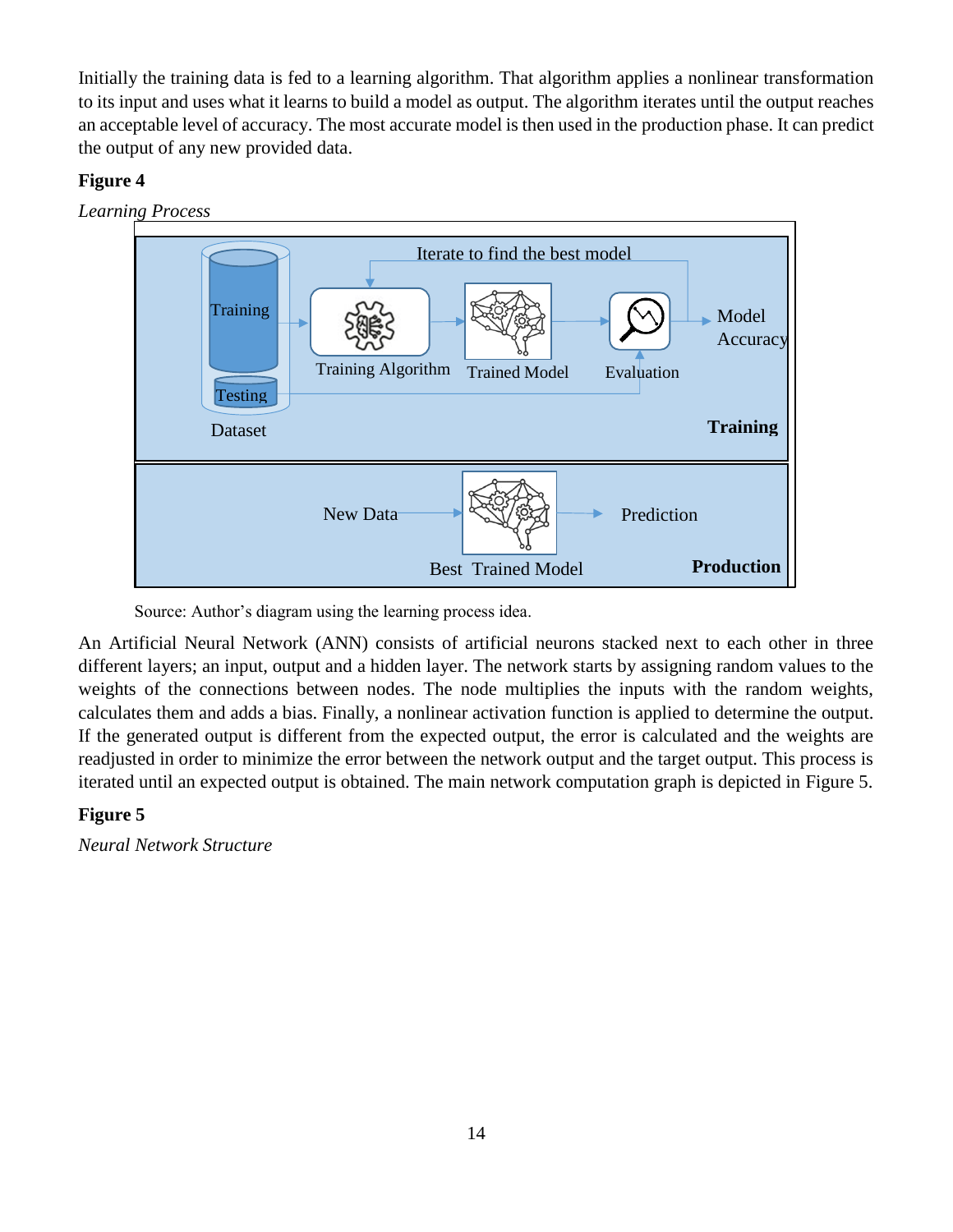Initially the training data is fed to a learning algorithm. That algorithm applies a nonlinear transformation to its input and uses what it learns to build a model as output. The algorithm iterates until the output reaches an acceptable level of accuracy. The most accurate model is then used in the production phase. It can predict the output of any new provided data.

**Figure 4**

*Learning Process*

Source: Author's diagram using the learning process idea.

An Artificial Neural Network (ANN) consists of artificial neurons stacked next to each other in three different layers; an input, output and a hidden layer. The network starts by assigning random values to the weights of the connections between nodes. The node multiplies the inputs with the random weights, calculates them and adds a bias. Finally, a nonlinear activation function is applied to determine the output. If the generated output is different from the expected output, the error is calculated and the weights are readjusted in order to minimize the error between the network output and the target output. This process is iterated until an expected output is obtained. The main network computation graph is depicted in Figure 5.

**Figure 5**

*Neural Network Structure*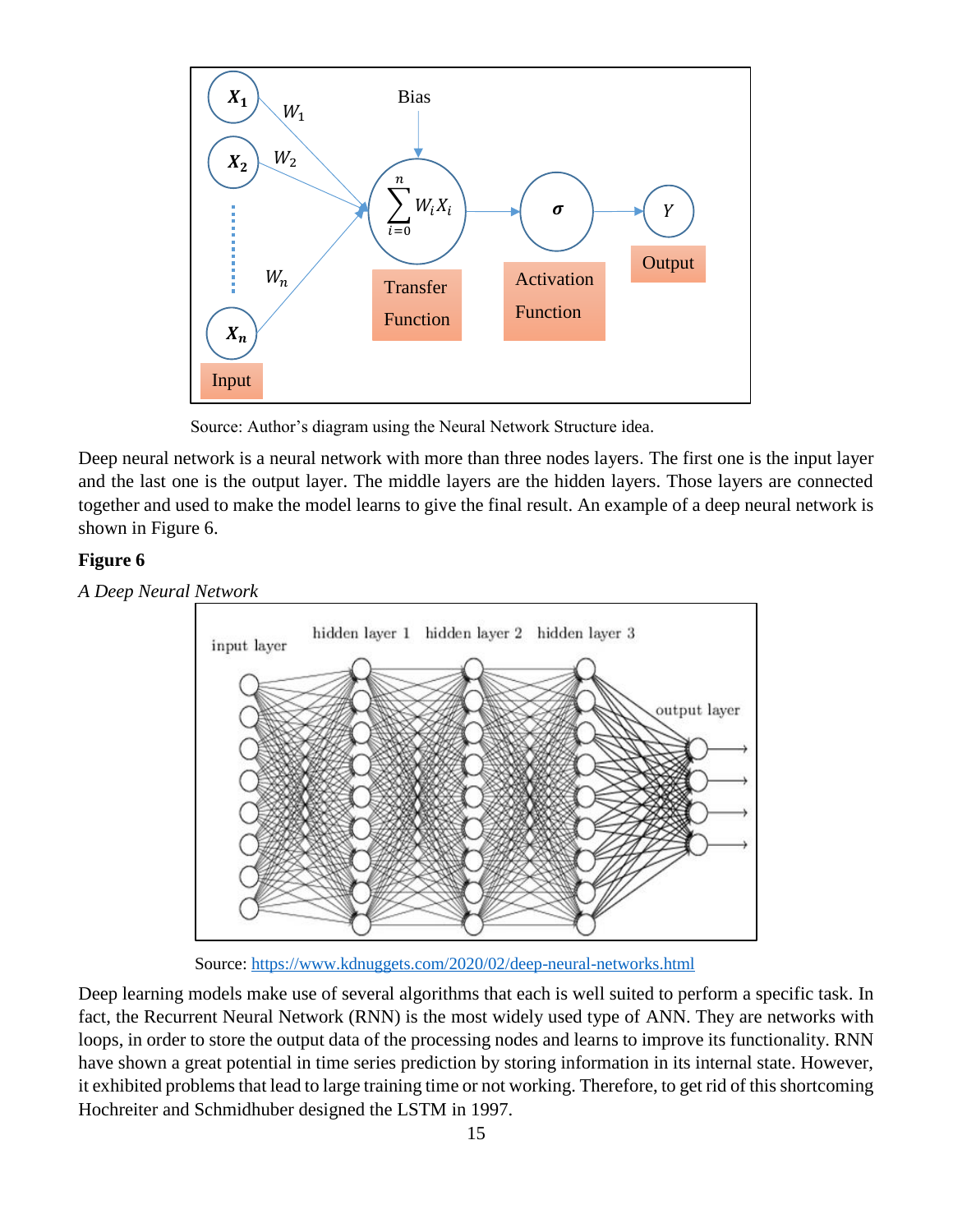Source: Author's diagram using the Neural Network Structure idea.

Deep neural network is a neural network with more than three nodes layers. The first one is the input layer and the last one is the output layer. The middle layers are the hidden layers. Those layers are connected together and used to make the model learns to give the final result. An example of a deep neural network is shown in Figure 6.

**Figure 6**

*A Deep Neural Network*

Source: https://www.kdnuggets.com/2020/02/deep-neural-networks.html

Deep learning models make use of several algorithms that each is well suited to perform a specific task. In fact, the Recurrent Neural Network (RNN) is the most widely used type of ANN. They are networks with loops, in order to store the output data of the processing nodes and learns to improve its functionality. RNN have shown a great potential in time series prediction by storing information in its internal state. However, it exhibited problems that lead to large training time or not working. Therefore, to get rid of this shortcoming Hochreiter and Schmidhuber designed the LSTM in 1997.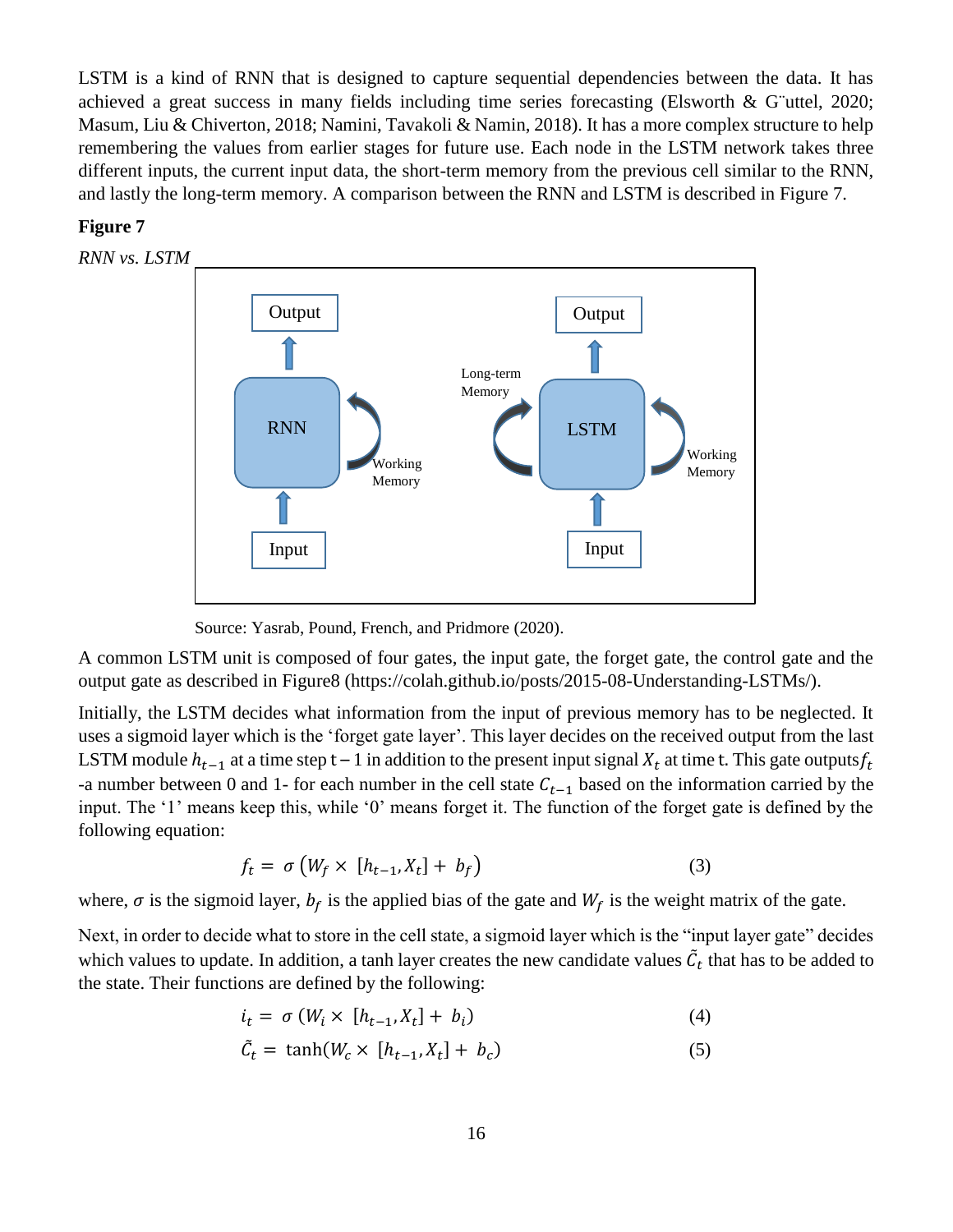LSTM is a kind of RNN that is designed to capture sequential dependencies between the data. It has achieved a great success in many fields including time series forecasting (Elsworth & G¨uttel, 2020; Masum, Liu & Chiverton, 2018; Namini, Tavakoli & Namin, 2018). It has a more complex structure to help remembering the values from earlier stages for future use. Each node in the LSTM network takes three different inputs, the current input data, the short-term memory from the previous cell similar to the RNN, and lastly the long-term memory. A comparison between the RNN and LSTM is described in Figure 7.

**Figure 7**

*RNN vs. LSTM*

Source: Yasrab, Pound, French, and Pridmore (2020).

A common LSTM unit is composed of four gates, the input gate, the forget gate, the control gate and the output gate as described in Figure8 (https://colah.github.io/posts/2015-08-Understanding-LSTMs/).

Initially, the LSTM decides what information from the input of previous memory has to be neglected. It uses a sigmoid layer which is the 'forget gate layer'. This layer decides on the received output from the last LSTM module $h_{t-1}$ at a time step $t-1$ in addition to the present input signal $X_t$ at time t. This gate outputs $f_t$ -a number between 0 and 1- for each number in the cell state $C_{t-1}$ based on the information carried by the input. The '1' means keep this, while '0' means forget it. The function of the forget gate is defined by the following equation:

$$f_t = \sigma\left(W_f \times [h_{t-1}, X_t] + b_f\right) \quad (3)$$

where, $\sigma$ is the sigmoid layer, $b_f$ is the applied bias of the gate and $W_f$ is the weight matrix of the gate.

Next, in order to decide what to store in the cell state, a sigmoid layer which is the "input layer gate" decides which values to update. In addition, a tanh layer creates the new candidate values $\tilde{C}_t$ that has to be added to the state. Their functions are defined by the following:

$$i_t = \sigma\left(W_i \times [h_{t-1}, X_t] + b_i\right) \quad (4)$$

$$\tilde{C}_t = \tanh(W_c \times [h_{t-1}, X_t] + b_c) \quad (5)$$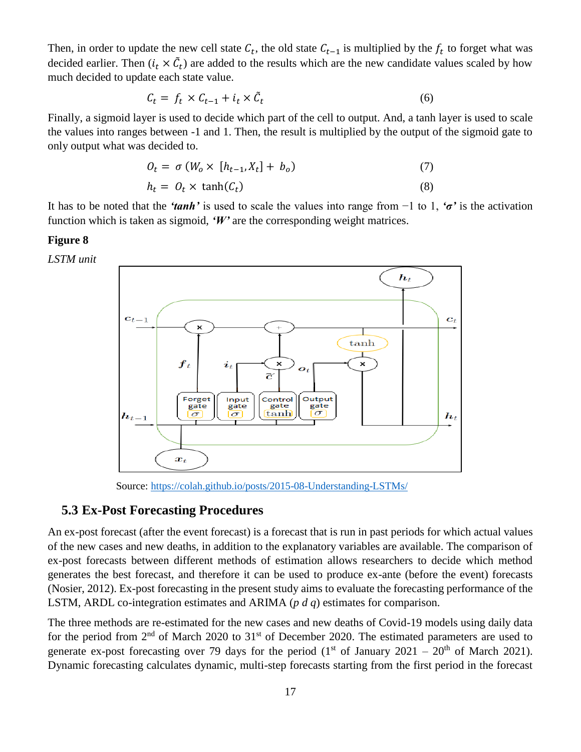Then, in order to update the new cell state $C_t$, the old state $C_{t-1}$ is multiplied by the $f_t$ to forget what was decided earlier. Then ($i_t \times \tilde{C}_t$) are added to the results which are the new candidate values scaled by how much decided to update each state value.

$$C_t = f_t \times C_{t-1} + i_t \times \tilde{C}_t \tag{6}$$

Finally, a sigmoid layer is used to decide which part of the cell to output. And, a tanh layer is used to scale the values into ranges between -1 and 1. Then, the result is multiplied by the output of the sigmoid gate to only output what was decided to.

$$O_t = \sigma\left(W_o \times [h_{t-1}, X_t] + b_o\right) \tag{7}$$

$$h_t = O_t \times \tanh(C_t) \tag{8}$$

It has to be noted that the ***'tanh'*** is used to scale the values into range from −1 to 1, ***'σ'*** is the activation function which is taken as sigmoid, ***'W'*** are the corresponding weight matrices.

**Figure 8**

*LSTM unit*

Source: https://colah.github.io/posts/2015-08-Understanding-LSTMs/

## 5.3 Ex-Post Forecasting Procedures

An ex-post forecast (after the event forecast) is a forecast that is run in past periods for which actual values of the new cases and new deaths, in addition to the explanatory variables are available. The comparison of ex-post forecasts between different methods of estimation allows researchers to decide which method generates the best forecast, and therefore it can be used to produce ex-ante (before the event) forecasts (Nosier, 2012). Ex-post forecasting in the present study aims to evaluate the forecasting performance of the LSTM, ARDL co-integration estimates and ARIMA (*p d q*) estimates for comparison.

The three methods are re-estimated for the new cases and new deaths of Covid-19 models using daily data for the period from 2nd of March 2020 to 31st of December 2020. The estimated parameters are used to generate ex-post forecasting over 79 days for the period (1st of January 2021 – 20th of March 2021). Dynamic forecasting calculates dynamic, multi-step forecasts starting from the first period in the forecast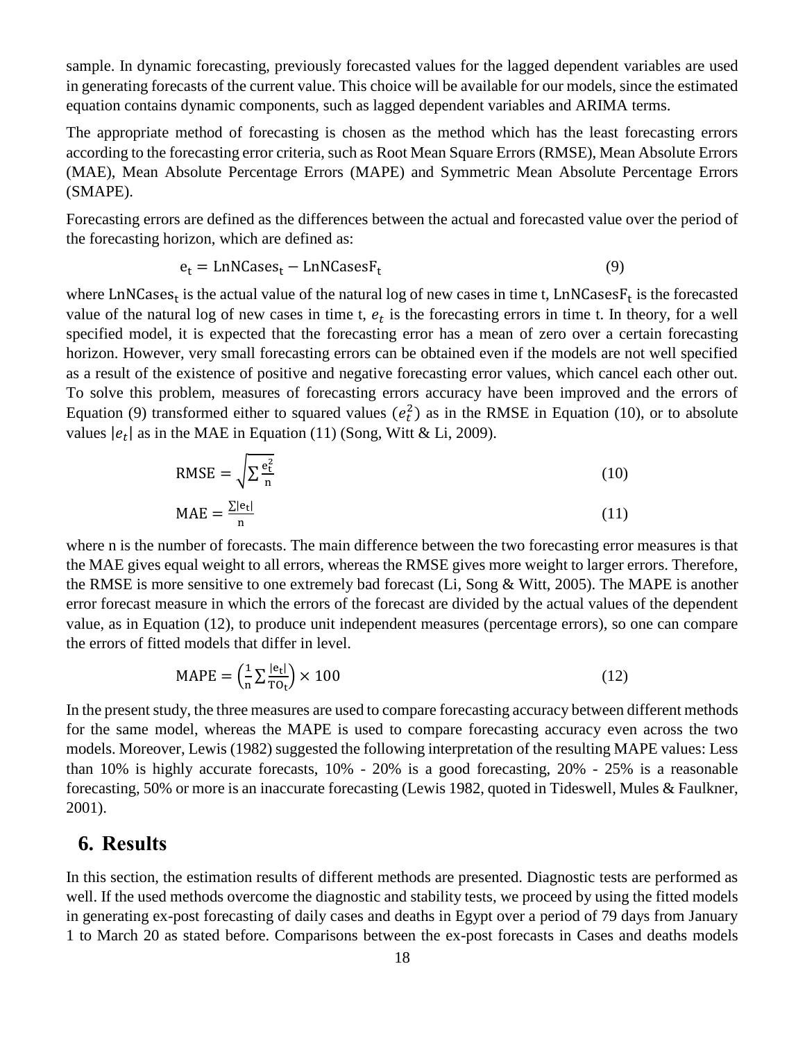sample. In dynamic forecasting, previously forecasted values for the lagged dependent variables are used in generating forecasts of the current value. This choice will be available for our models, since the estimated equation contains dynamic components, such as lagged dependent variables and ARIMA terms.

The appropriate method of forecasting is chosen as the method which has the least forecasting errors according to the forecasting error criteria, such as Root Mean Square Errors (RMSE), Mean Absolute Errors (MAE), Mean Absolute Percentage Errors (MAPE) and Symmetric Mean Absolute Percentage Errors (SMAPE).

Forecasting errors are defined as the differences between the actual and forecasted value over the period of the forecasting horizon, which are defined as:

$$e_t = \text{LnNCases}_t - \text{LnNCasesF}_t \tag{9}$$

where $\text{LnNCases}_t$ is the actual value of the natural log of new cases in time t, $\text{LnNCasesF}_t$ is the forecasted value of the natural log of new cases in time t, $e_t$ is the forecasting errors in time t. In theory, for a well specified model, it is expected that the forecasting error has a mean of zero over a certain forecasting horizon. However, very small forecasting errors can be obtained even if the models are not well specified as a result of the existence of positive and negative forecasting error values, which cancel each other out. To solve this problem, measures of forecasting errors accuracy have been improved and the errors of Equation (9) transformed either to squared values ($e_t^2$) as in the RMSE in Equation (10), or to absolute values $|e_t|$ as in the MAE in Equation (11) (Song, Witt & Li, 2009).

$$\text{RMSE} = \sqrt{\sum \frac{e_t^2}{n}} \tag{10}$$

$$\text{MAE} = \frac{\sum |e_t|}{n} \tag{11}$$

where n is the number of forecasts. The main difference between the two forecasting error measures is that the MAE gives equal weight to all errors, whereas the RMSE gives more weight to larger errors. Therefore, the RMSE is more sensitive to one extremely bad forecast (Li, Song & Witt, 2005). The MAPE is another error forecast measure in which the errors of the forecast are divided by the actual values of the dependent value, as in Equation (12), to produce unit independent measures (percentage errors), so one can compare the errors of fitted models that differ in level.

$$\text{MAPE} = \left(\frac{1}{n} \sum \frac{|e_t|}{\text{TO}_t}\right) \times 100 \tag{12}$$

In the present study, the three measures are used to compare forecasting accuracy between different methods for the same model, whereas the MAPE is used to compare forecasting accuracy even across the two models. Moreover, Lewis (1982) suggested the following interpretation of the resulting MAPE values: Less than 10% is highly accurate forecasts, 10% - 20% is a good forecasting, 20% - 25% is a reasonable forecasting, 50% or more is an inaccurate forecasting (Lewis 1982, quoted in Tideswell, Mules & Faulkner, 2001).

## 6. Results

In this section, the estimation results of different methods are presented. Diagnostic tests are performed as well. If the used methods overcome the diagnostic and stability tests, we proceed by using the fitted models in generating ex-post forecasting of daily cases and deaths in Egypt over a period of 79 days from January 1 to March 20 as stated before. Comparisons between the ex-post forecasts in Cases and deaths models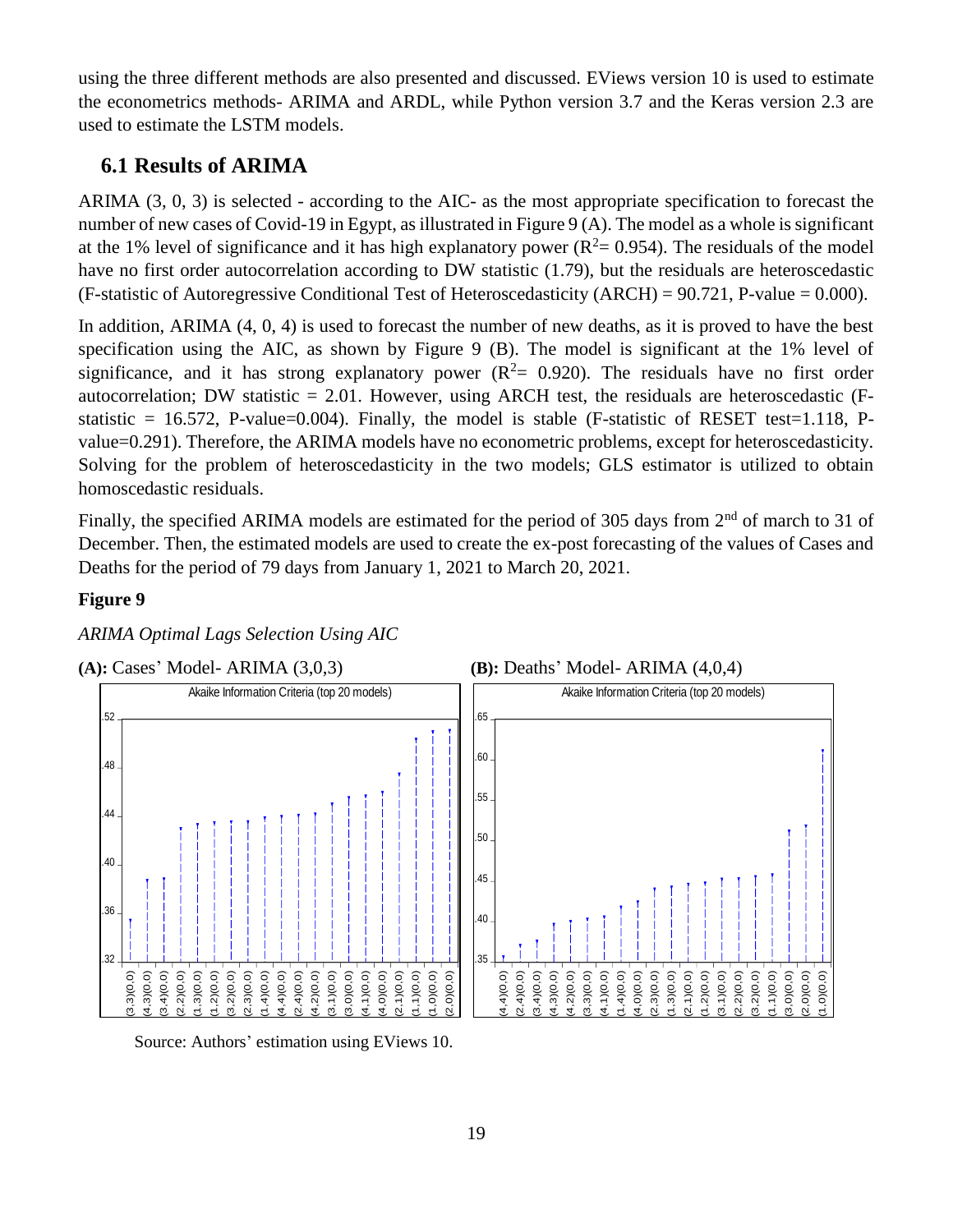using the three different methods are also presented and discussed. EViews version 10 is used to estimate the econometrics methods- ARIMA and ARDL, while Python version 3.7 and the Keras version 2.3 are used to estimate the LSTM models.

## 6.1 Results of ARIMA

ARIMA (3, 0, 3) is selected - according to the AIC- as the most appropriate specification to forecast the number of new cases of Covid-19 in Egypt, as illustrated in Figure 9 (A). The model as a whole is significant at the 1% level of significance and it has high explanatory power ($R^2$= 0.954). The residuals of the model have no first order autocorrelation according to DW statistic (1.79), but the residuals are heteroscedastic (F-statistic of Autoregressive Conditional Test of Heteroscedasticity (ARCH) = 90.721, P-value = 0.000).

In addition, ARIMA (4, 0, 4) is used to forecast the number of new deaths, as it is proved to have the best specification using the AIC, as shown by Figure 9 (B). The model is significant at the 1% level of significance, and it has strong explanatory power ($R^2$= 0.920). The residuals have no first order autocorrelation; DW statistic = 2.01. However, using ARCH test, the residuals are heteroscedastic (F-statistic = 16.572, P-value=0.004). Finally, the model is stable (F-statistic of RESET test=1.118, P-value=0.291). Therefore, the ARIMA models have no econometric problems, except for heteroscedasticity. Solving for the problem of heteroscedasticity in the two models; GLS estimator is utilized to obtain homoscedastic residuals.

Finally, the specified ARIMA models are estimated for the period of 305 days from 2nd of march to 31 of December. Then, the estimated models are used to create the ex-post forecasting of the values of Cases and Deaths for the period of 79 days from January 1, 2021 to March 20, 2021.

**Figure 9**

*ARIMA Optimal Lags Selection Using AIC*

**(A):** Cases' Model- ARIMA (3,0,3) **(B):** Deaths' Model- ARIMA (4,0,4)

Source: Authors' estimation using EViews 10.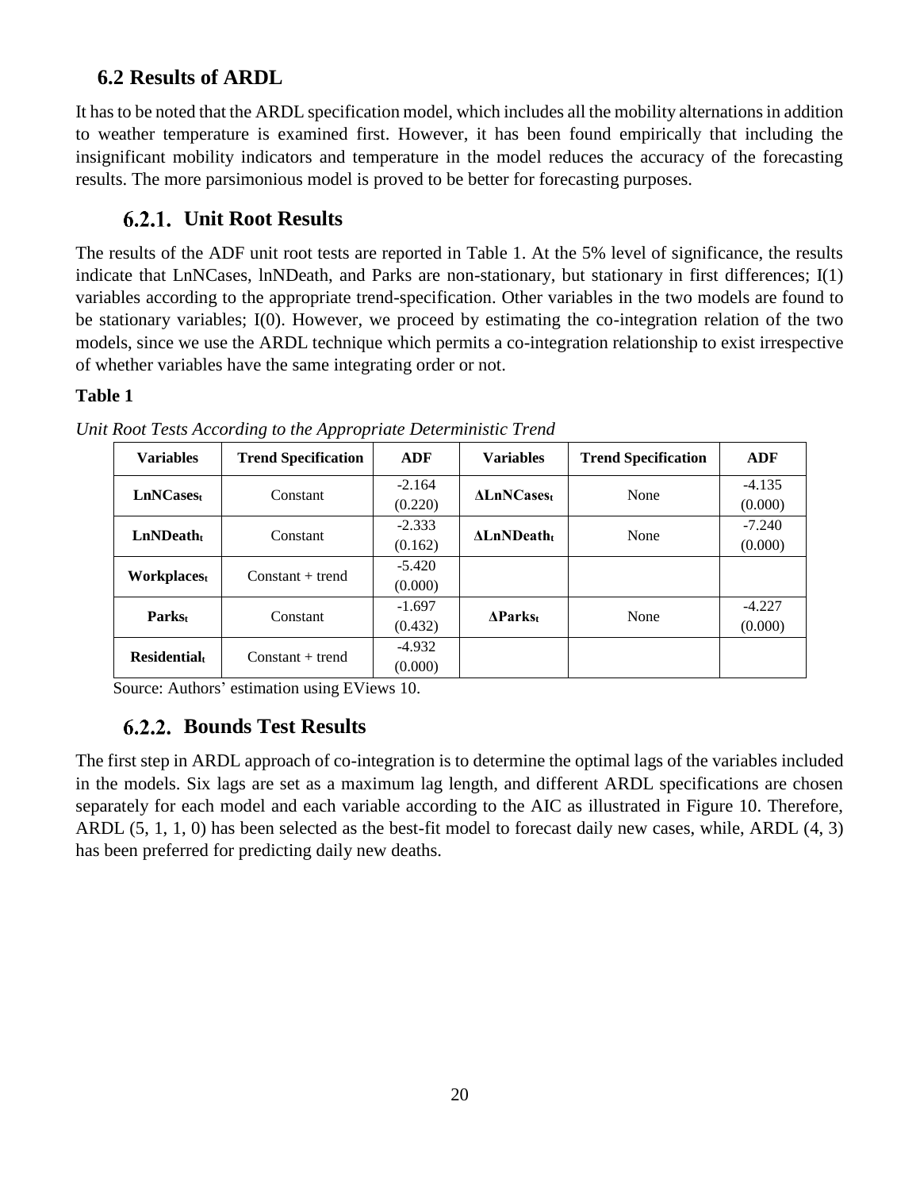## 6.2 Results of ARDL

It has to be noted that the ARDL specification model, which includes all the mobility alternations in addition to weather temperature is examined first. However, it has been found empirically that including the insignificant mobility indicators and temperature in the model reduces the accuracy of the forecasting results. The more parsimonious model is proved to be better for forecasting purposes.

### 6.2.1. Unit Root Results

The results of the ADF unit root tests are reported in Table 1. At the 5% level of significance, the results indicate that LnNCases, lnNDeath, and Parks are non-stationary, but stationary in first differences; I(1) variables according to the appropriate trend-specification. Other variables in the two models are found to be stationary variables; I(0). However, we proceed by estimating the co-integration relation of the two models, since we use the ARDL technique which permits a co-integration relationship to exist irrespective of whether variables have the same integrating order or not.

**Table 1**

*Unit Root Tests According to the Appropriate Deterministic Trend*

| Variables | Trend Specification | ADF | Variables | Trend Specification | ADF |
|---|---|---|---|---|---|
| **$LnNCases_t$** | Constant | -2.164 (0.220) | **$\Delta LnNCases_t$** | None | -4.135 (0.000) |
| **$LnNDeath_t$** | Constant | -2.333 (0.162) | **$\Delta LnNDeath_t$** | None | -7.240 (0.000) |
| **$Workplaces_t$** | Constant + trend | -5.420 (0.000) | | | |
| **$Parks_t$** | Constant | -1.697 (0.432) | **$\Delta Parks_t$** | None | -4.227 (0.000) |
| **$Residential_t$** | Constant + trend | -4.932 (0.000) | | | |

Source: Authors' estimation using EViews 10.

### 6.2.2. Bounds Test Results

The first step in ARDL approach of co-integration is to determine the optimal lags of the variables included in the models. Six lags are set as a maximum lag length, and different ARDL specifications are chosen separately for each model and each variable according to the AIC as illustrated in Figure 10. Therefore, ARDL (5, 1, 1, 0) has been selected as the best-fit model to forecast daily new cases, while, ARDL (4, 3) has been preferred for predicting daily new deaths.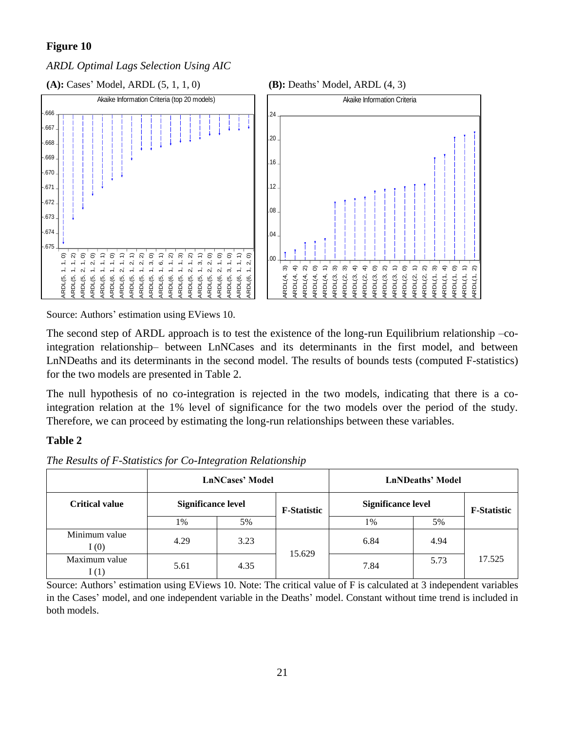**Figure 10**

*ARDL Optimal Lags Selection Using AIC*

**(A):** Cases' Model, ARDL (5, 1, 1, 0) **(B):** Deaths' Model, ARDL (4, 3)

Source: Authors' estimation using EViews 10.

The second step of ARDL approach is to test the existence of the long-run Equilibrium relationship –co-integration relationship– between LnNCases and its determinants in the first model, and between LnNDeaths and its determinants in the second model. The results of bounds tests (computed F-statistics) for the two models are presented in Table 2.

The null hypothesis of no co-integration is rejected in the two models, indicating that there is a co-integration relation at the 1% level of significance for the two models over the period of the study. Therefore, we can proceed by estimating the long-run relationships between these variables.

**Table 2**

*The Results of F-Statistics for Co-Integration Relationship*

| | LnNCases' Model | | | LnNDeaths' Model | | |
|---|---|---|---|---|---|---|
| **Critical value** | **Significance level** | | **F-Statistic** | **Significance level** | | **F-Statistic** |
| | 1% | 5% | | 1% | 5% | |
| Minimum value I (0) | 4.29 | 3.23 | 15.629 | 6.84 | 4.94 | 17.525 |
| Maximum value I (1) | 5.61 | 4.35 | | 7.84 | 5.73 | |

Source: Authors' estimation using EViews 10. Note: The critical value of F is calculated at 3 independent variables in the Cases' model, and one independent variable in the Deaths' model. Constant without time trend is included in both models.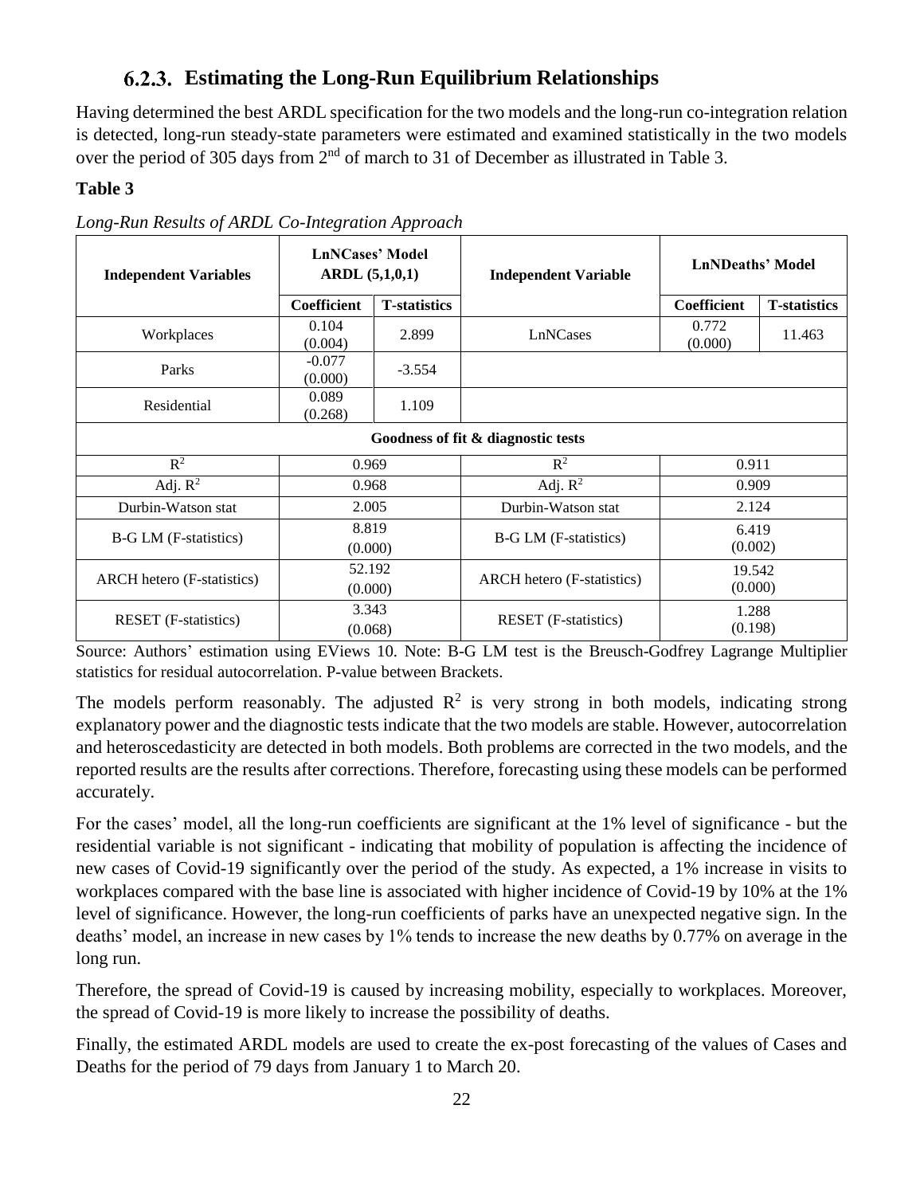### 6.2.3. Estimating the Long-Run Equilibrium Relationships

Having determined the best ARDL specification for the two models and the long-run co-integration relation is detected, long-run steady-state parameters were estimated and examined statistically in the two models over the period of 305 days from 2nd of march to 31 of December as illustrated in Table 3.

**Table 3**

*Long-Run Results of ARDL Co-Integration Approach*

| **Independent Variables** | **LnNCases' Model ARDL (5,1,0,1)** | | **Independent Variable** | **LnNDeaths' Model** | |
|---|---|---|---|---|---|
| | **Coefficient** | **T-statistics** | | **Coefficient** | **T-statistics** |
| Workplaces | 0.104 (0.004) | 2.899 | LnNCases | 0.772 (0.000) | 11.463 |
| Parks | -0.077 (0.000) | -3.554 | | | |
| Residential | 0.089 (0.268) | 1.109 | | | |
| **Goodness of fit & diagnostic tests** | | | | | |
| $R^2$ | 0.969 | | $R^2$ | 0.911 | |
| Adj. $R^2$ | 0.968 | | Adj. $R^2$ | 0.909 | |
| Durbin-Watson stat | 2.005 | | Durbin-Watson stat | 2.124 | |
| B-G LM (F-statistics) | 8.819 (0.000) | | B-G LM (F-statistics) | 6.419 (0.002) | |
| ARCH hetero (F-statistics) | 52.192 (0.000) | | ARCH hetero (F-statistics) | 19.542 (0.000) | |
| RESET (F-statistics) | 3.343 (0.068) | | RESET (F-statistics) | 1.288 (0.198) | |

Source: Authors' estimation using EViews 10. Note: B-G LM test is the Breusch-Godfrey Lagrange Multiplier statistics for residual autocorrelation. P-value between Brackets.

The models perform reasonably. The adjusted $R^2$ is very strong in both models, indicating strong explanatory power and the diagnostic tests indicate that the two models are stable. However, autocorrelation and heteroscedasticity are detected in both models. Both problems are corrected in the two models, and the reported results are the results after corrections. Therefore, forecasting using these models can be performed accurately.

For the cases' model, all the long-run coefficients are significant at the 1% level of significance - but the residential variable is not significant - indicating that mobility of population is affecting the incidence of new cases of Covid-19 significantly over the period of the study. As expected, a 1% increase in visits to workplaces compared with the base line is associated with higher incidence of Covid-19 by 10% at the 1% level of significance. However, the long-run coefficients of parks have an unexpected negative sign. In the deaths' model, an increase in new cases by 1% tends to increase the new deaths by 0.77% on average in the long run.

Therefore, the spread of Covid-19 is caused by increasing mobility, especially to workplaces. Moreover, the spread of Covid-19 is more likely to increase the possibility of deaths.

Finally, the estimated ARDL models are used to create the ex-post forecasting of the values of Cases and Deaths for the period of 79 days from January 1 to March 20.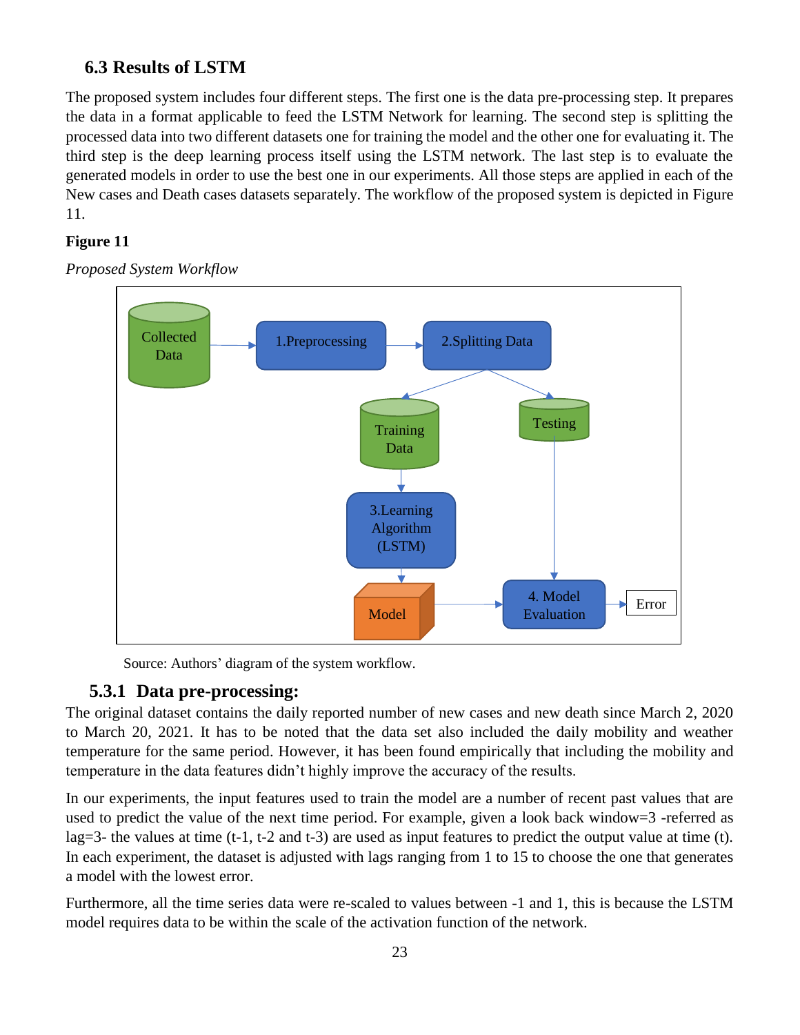## 6.3 Results of LSTM

The proposed system includes four different steps. The first one is the data pre-processing step. It prepares the data in a format applicable to feed the LSTM Network for learning. The second step is splitting the processed data into two different datasets one for training the model and the other one for evaluating it. The third step is the deep learning process itself using the LSTM network. The last step is to evaluate the generated models in order to use the best one in our experiments. All those steps are applied in each of the New cases and Death cases datasets separately. The workflow of the proposed system is depicted in Figure 11.

**Figure 11**

*Proposed System Workflow*

Source: Authors' diagram of the system workflow.

### 5.3.1 Data pre-processing:

The original dataset contains the daily reported number of new cases and new death since March 2, 2020 to March 20, 2021. It has to be noted that the data set also included the daily mobility and weather temperature for the same period. However, it has been found empirically that including the mobility and temperature in the data features didn't highly improve the accuracy of the results.

In our experiments, the input features used to train the model are a number of recent past values that are used to predict the value of the next time period. For example, given a look back window=3 -referred as lag=3- the values at time (t-1, t-2 and t-3) are used as input features to predict the output value at time (t). In each experiment, the dataset is adjusted with lags ranging from 1 to 15 to choose the one that generates a model with the lowest error.

Furthermore, all the time series data were re-scaled to values between -1 and 1, this is because the LSTM model requires data to be within the scale of the activation function of the network.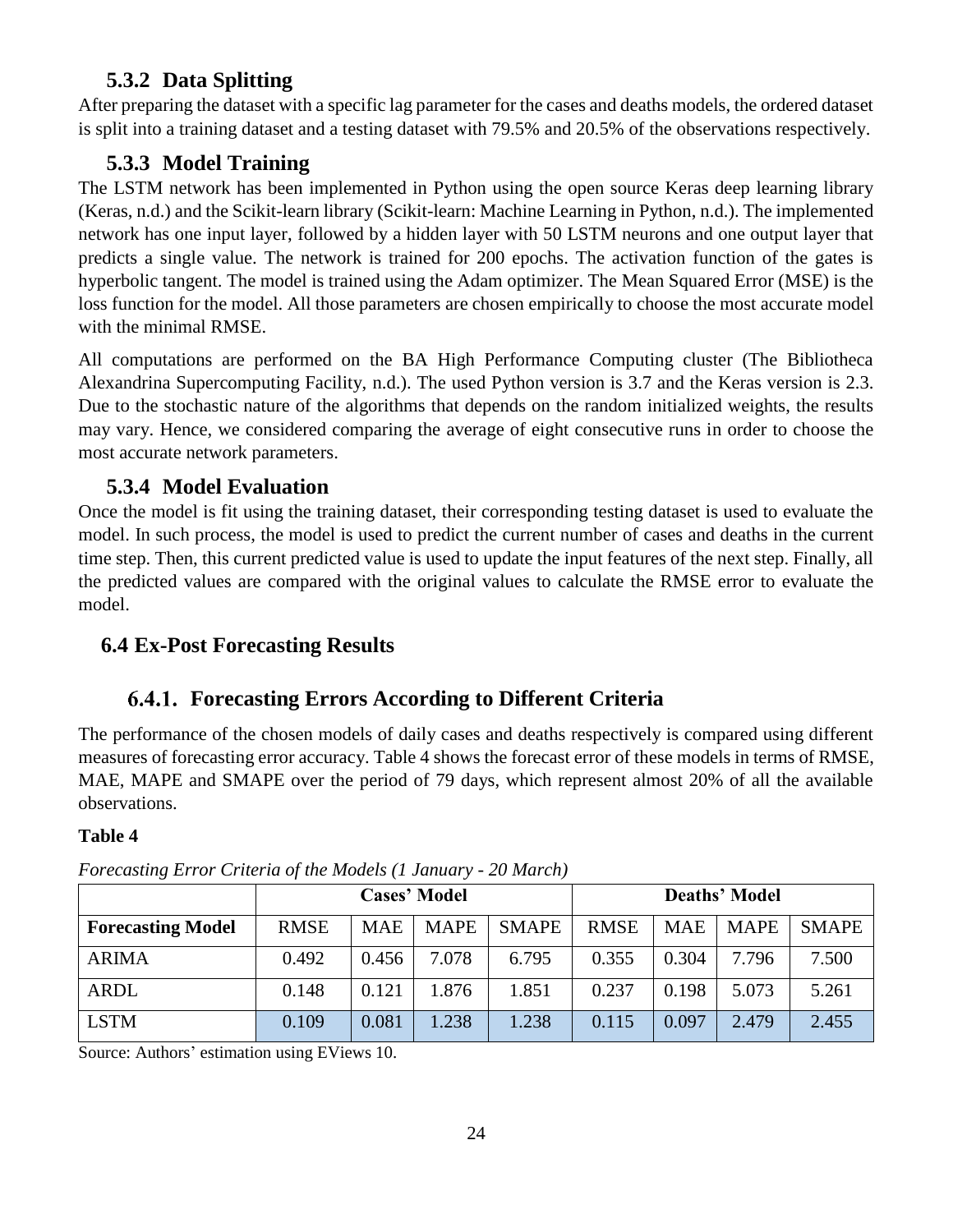### 5.3.2 Data Splitting

After preparing the dataset with a specific lag parameter for the cases and deaths models, the ordered dataset is split into a training dataset and a testing dataset with 79.5% and 20.5% of the observations respectively.

### 5.3.3 Model Training

The LSTM network has been implemented in Python using the open source Keras deep learning library (Keras, n.d.) and the Scikit-learn library (Scikit-learn: Machine Learning in Python, n.d.). The implemented network has one input layer, followed by a hidden layer with 50 LSTM neurons and one output layer that predicts a single value. The network is trained for 200 epochs. The activation function of the gates is hyperbolic tangent. The model is trained using the Adam optimizer. The Mean Squared Error (MSE) is the loss function for the model. All those parameters are chosen empirically to choose the most accurate model with the minimal RMSE.

All computations are performed on the BA High Performance Computing cluster (The Bibliotheca Alexandrina Supercomputing Facility, n.d.). The used Python version is 3.7 and the Keras version is 2.3. Due to the stochastic nature of the algorithms that depends on the random initialized weights, the results may vary. Hence, we considered comparing the average of eight consecutive runs in order to choose the most accurate network parameters.

### 5.3.4 Model Evaluation

Once the model is fit using the training dataset, their corresponding testing dataset is used to evaluate the model. In such process, the model is used to predict the current number of cases and deaths in the current time step. Then, this current predicted value is used to update the input features of the next step. Finally, all the predicted values are compared with the original values to calculate the RMSE error to evaluate the model.

## 6.4 Ex-Post Forecasting Results

### 6.4.1. Forecasting Errors According to Different Criteria

The performance of the chosen models of daily cases and deaths respectively is compared using different measures of forecasting error accuracy. Table 4 shows the forecast error of these models in terms of RMSE, MAE, MAPE and SMAPE over the period of 79 days, which represent almost 20% of all the available observations.

**Table 4**

*Forecasting Error Criteria of the Models (1 January - 20 March)*

| | Cases' Model | | | | Deaths' Model | | | |
|---|---|---|---|---|---|---|---|---|
| **Forecasting Model** | RMSE | MAE | MAPE | SMAPE | RMSE | MAE | MAPE | SMAPE |
| ARIMA | 0.492 | 0.456 | 7.078 | 6.795 | 0.355 | 0.304 | 7.796 | 7.500 |
| ARDL | 0.148 | 0.121 | 1.876 | 1.851 | 0.237 | 0.198 | 5.073 | 5.261 |
| LSTM | 0.109 | 0.081 | 1.238 | 1.238 | 0.115 | 0.097 | 2.479 | 2.455 |

Source: Authors' estimation using EViews 10.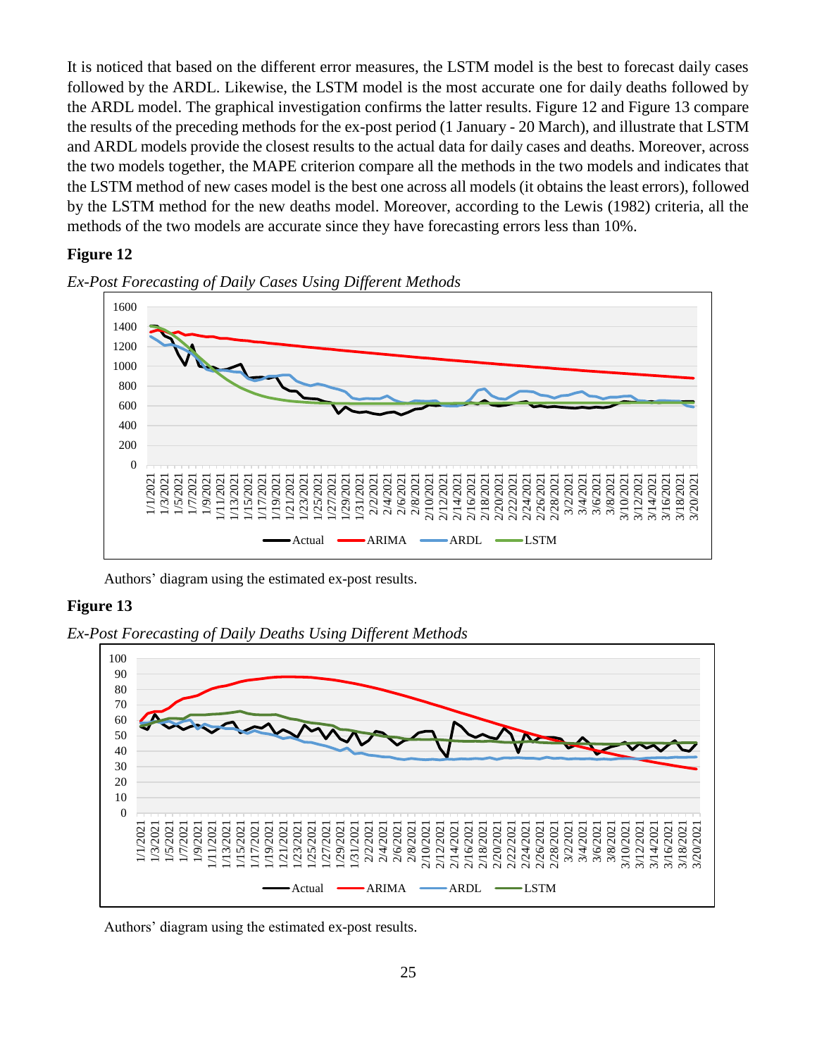It is noticed that based on the different error measures, the LSTM model is the best to forecast daily cases followed by the ARDL. Likewise, the LSTM model is the most accurate one for daily deaths followed by the ARDL model. The graphical investigation confirms the latter results. Figure 12 and Figure 13 compare the results of the preceding methods for the ex-post period (1 January - 20 March), and illustrate that LSTM and ARDL models provide the closest results to the actual data for daily cases and deaths. Moreover, across the two models together, the MAPE criterion compare all the methods in the two models and indicates that the LSTM method of new cases model is the best one across all models (it obtains the least errors), followed by the LSTM method for the new deaths model. Moreover, according to the Lewis (1982) criteria, all the methods of the two models are accurate since they have forecasting errors less than 10%.

**Figure 12**

*Ex-Post Forecasting of Daily Cases Using Different Methods*

Authors' diagram using the estimated ex-post results.

**Figure 13**

*Ex-Post Forecasting of Daily Deaths Using Different Methods*

Authors' diagram using the estimated ex-post results.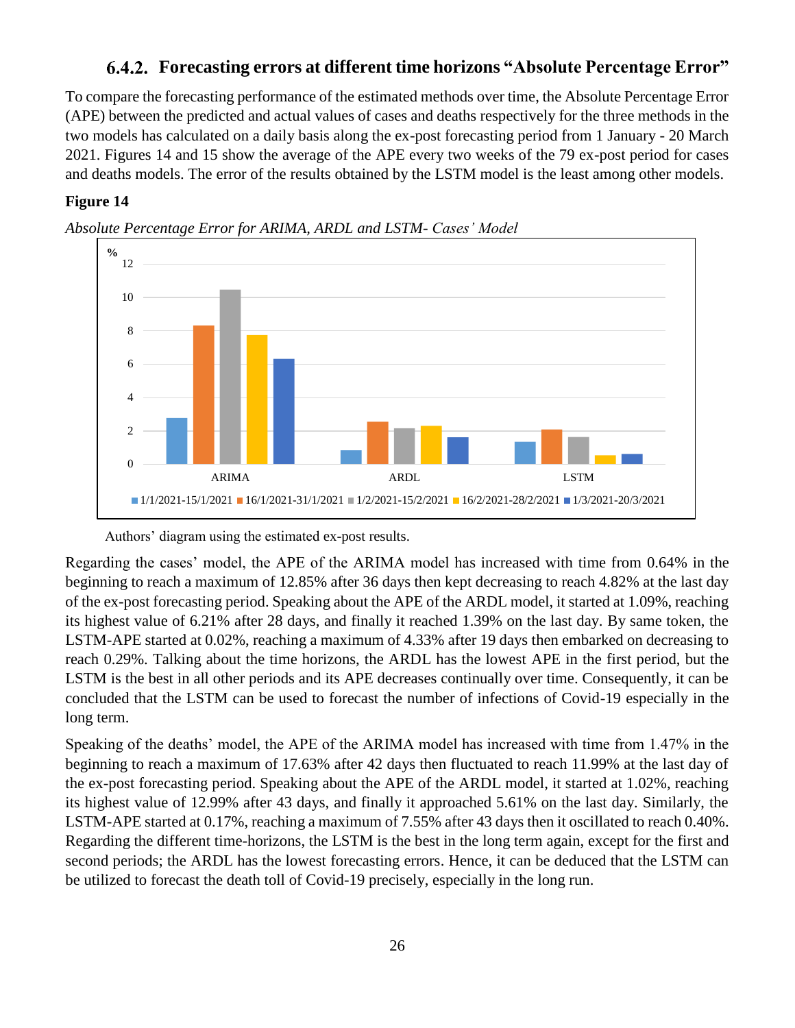### 6.4.2. Forecasting errors at different time horizons "Absolute Percentage Error"

To compare the forecasting performance of the estimated methods over time, the Absolute Percentage Error (APE) between the predicted and actual values of cases and deaths respectively for the three methods in the two models has calculated on a daily basis along the ex-post forecasting period from 1 January - 20 March 2021. Figures 14 and 15 show the average of the APE every two weeks of the 79 ex-post period for cases and deaths models. The error of the results obtained by the LSTM model is the least among other models.

**Figure 14**

*Absolute Percentage Error for ARIMA, ARDL and LSTM- Cases' Model*

Authors' diagram using the estimated ex-post results.

Regarding the cases' model, the APE of the ARIMA model has increased with time from 0.64% in the beginning to reach a maximum of 12.85% after 36 days then kept decreasing to reach 4.82% at the last day of the ex-post forecasting period. Speaking about the APE of the ARDL model, it started at 1.09%, reaching its highest value of 6.21% after 28 days, and finally it reached 1.39% on the last day. By same token, the LSTM-APE started at 0.02%, reaching a maximum of 4.33% after 19 days then embarked on decreasing to reach 0.29%. Talking about the time horizons, the ARDL has the lowest APE in the first period, but the LSTM is the best in all other periods and its APE decreases continually over time. Consequently, it can be concluded that the LSTM can be used to forecast the number of infections of Covid-19 especially in the long term.

Speaking of the deaths' model, the APE of the ARIMA model has increased with time from 1.47% in the beginning to reach a maximum of 17.63% after 42 days then fluctuated to reach 11.99% at the last day of the ex-post forecasting period. Speaking about the APE of the ARDL model, it started at 1.02%, reaching its highest value of 12.99% after 43 days, and finally it approached 5.61% on the last day. Similarly, the LSTM-APE started at 0.17%, reaching a maximum of 7.55% after 43 days then it oscillated to reach 0.40%. Regarding the different time-horizons, the LSTM is the best in the long term again, except for the first and second periods; the ARDL has the lowest forecasting errors. Hence, it can be deduced that the LSTM can be utilized to forecast the death toll of Covid-19 precisely, especially in the long run.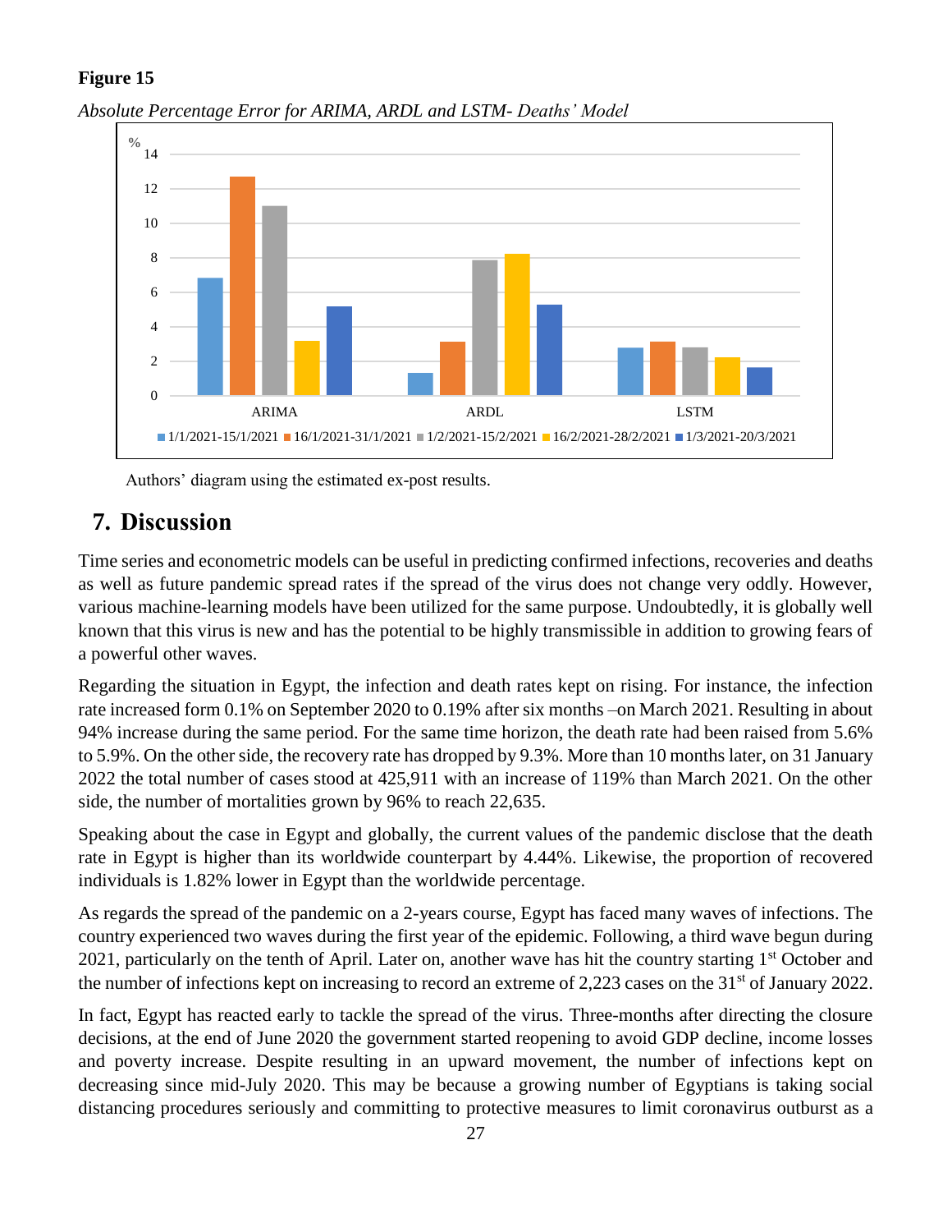**Figure 15**

*Absolute Percentage Error for ARIMA, ARDL and LSTM- Deaths' Model*

Authors' diagram using the estimated ex-post results.

## 7. Discussion

Time series and econometric models can be useful in predicting confirmed infections, recoveries and deaths as well as future pandemic spread rates if the spread of the virus does not change very oddly. However, various machine-learning models have been utilized for the same purpose. Undoubtedly, it is globally well known that this virus is new and has the potential to be highly transmissible in addition to growing fears of a powerful other waves.

Regarding the situation in Egypt, the infection and death rates kept on rising. For instance, the infection rate increased form 0.1% on September 2020 to 0.19% after six months –on March 2021. Resulting in about 94% increase during the same period. For the same time horizon, the death rate had been raised from 5.6% to 5.9%. On the other side, the recovery rate has dropped by 9.3%. More than 10 months later, on 31 January 2022 the total number of cases stood at 425,911 with an increase of 119% than March 2021. On the other side, the number of mortalities grown by 96% to reach 22,635.

Speaking about the case in Egypt and globally, the current values of the pandemic disclose that the death rate in Egypt is higher than its worldwide counterpart by 4.44%. Likewise, the proportion of recovered individuals is 1.82% lower in Egypt than the worldwide percentage.

As regards the spread of the pandemic on a 2-years course, Egypt has faced many waves of infections. The country experienced two waves during the first year of the epidemic. Following, a third wave begun during 2021, particularly on the tenth of April. Later on, another wave has hit the country starting 1st October and the number of infections kept on increasing to record an extreme of 2,223 cases on the 31st of January 2022.

In fact, Egypt has reacted early to tackle the spread of the virus. Three-months after directing the closure decisions, at the end of June 2020 the government started reopening to avoid GDP decline, income losses and poverty increase. Despite resulting in an upward movement, the number of infections kept on decreasing since mid-July 2020. This may be because a growing number of Egyptians is taking social distancing procedures seriously and committing to protective measures to limit coronavirus outburst as a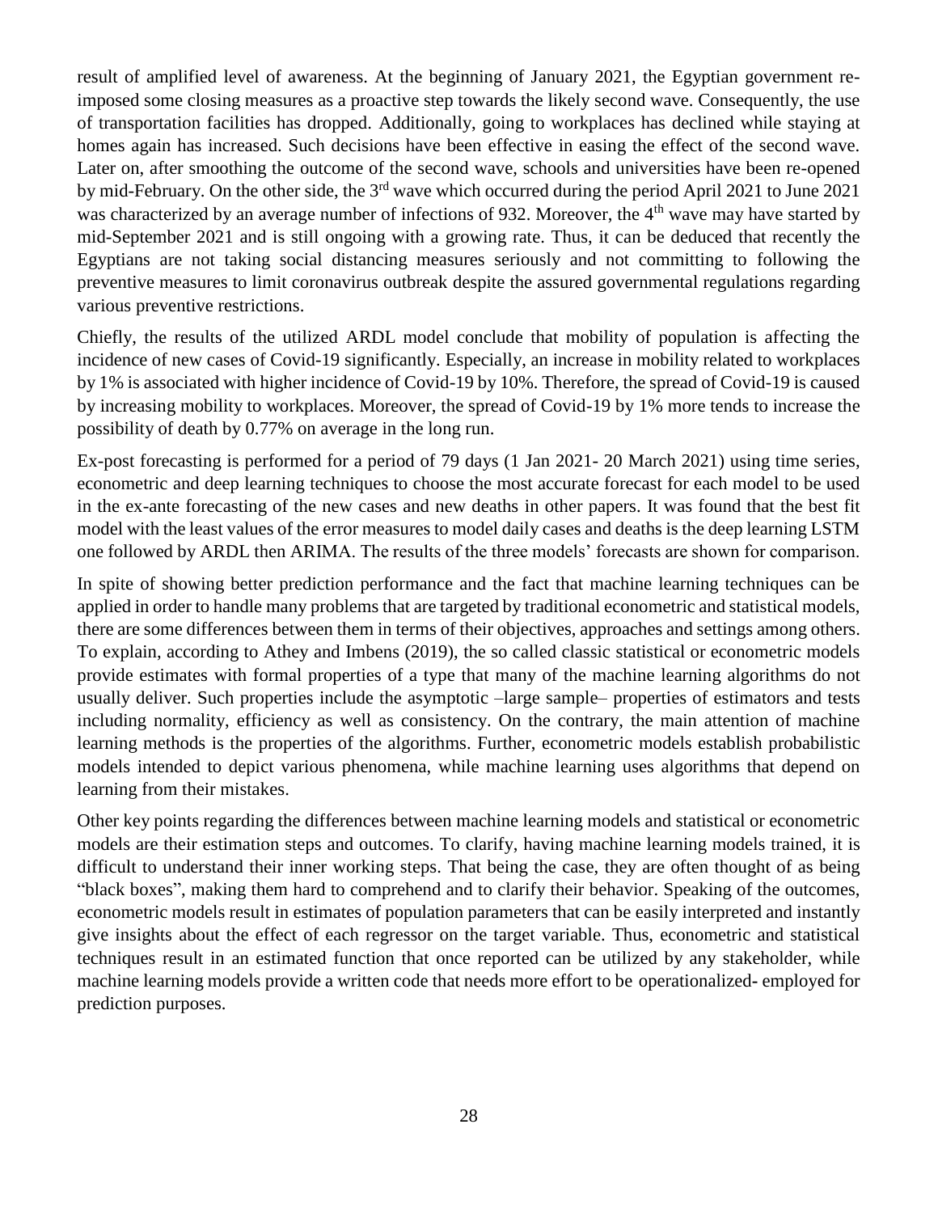result of amplified level of awareness. At the beginning of January 2021, the Egyptian government re-imposed some closing measures as a proactive step towards the likely second wave. Consequently, the use of transportation facilities has dropped. Additionally, going to workplaces has declined while staying at homes again has increased. Such decisions have been effective in easing the effect of the second wave. Later on, after smoothing the outcome of the second wave, schools and universities have been re-opened by mid-February. On the other side, the 3rd wave which occurred during the period April 2021 to June 2021 was characterized by an average number of infections of 932. Moreover, the 4th wave may have started by mid-September 2021 and is still ongoing with a growing rate. Thus, it can be deduced that recently the Egyptians are not taking social distancing measures seriously and not committing to following the preventive measures to limit coronavirus outbreak despite the assured governmental regulations regarding various preventive restrictions.

Chiefly, the results of the utilized ARDL model conclude that mobility of population is affecting the incidence of new cases of Covid-19 significantly. Especially, an increase in mobility related to workplaces by 1% is associated with higher incidence of Covid-19 by 10%. Therefore, the spread of Covid-19 is caused by increasing mobility to workplaces. Moreover, the spread of Covid-19 by 1% more tends to increase the possibility of death by 0.77% on average in the long run.

Ex-post forecasting is performed for a period of 79 days (1 Jan 2021- 20 March 2021) using time series, econometric and deep learning techniques to choose the most accurate forecast for each model to be used in the ex-ante forecasting of the new cases and new deaths in other papers. It was found that the best fit model with the least values of the error measures to model daily cases and deaths is the deep learning LSTM one followed by ARDL then ARIMA. The results of the three models' forecasts are shown for comparison.

In spite of showing better prediction performance and the fact that machine learning techniques can be applied in order to handle many problems that are targeted by traditional econometric and statistical models, there are some differences between them in terms of their objectives, approaches and settings among others. To explain, according to Athey and Imbens (2019), the so called classic statistical or econometric models provide estimates with formal properties of a type that many of the machine learning algorithms do not usually deliver. Such properties include the asymptotic –large sample– properties of estimators and tests including normality, efficiency as well as consistency. On the contrary, the main attention of machine learning methods is the properties of the algorithms. Further, econometric models establish probabilistic models intended to depict various phenomena, while machine learning uses algorithms that depend on learning from their mistakes.

Other key points regarding the differences between machine learning models and statistical or econometric models are their estimation steps and outcomes. To clarify, having machine learning models trained, it is difficult to understand their inner working steps. That being the case, they are often thought of as being "black boxes", making them hard to comprehend and to clarify their behavior. Speaking of the outcomes, econometric models result in estimates of population parameters that can be easily interpreted and instantly give insights about the effect of each regressor on the target variable. Thus, econometric and statistical techniques result in an estimated function that once reported can be utilized by any stakeholder, while machine learning models provide a written code that needs more effort to be operationalized- employed for prediction purposes.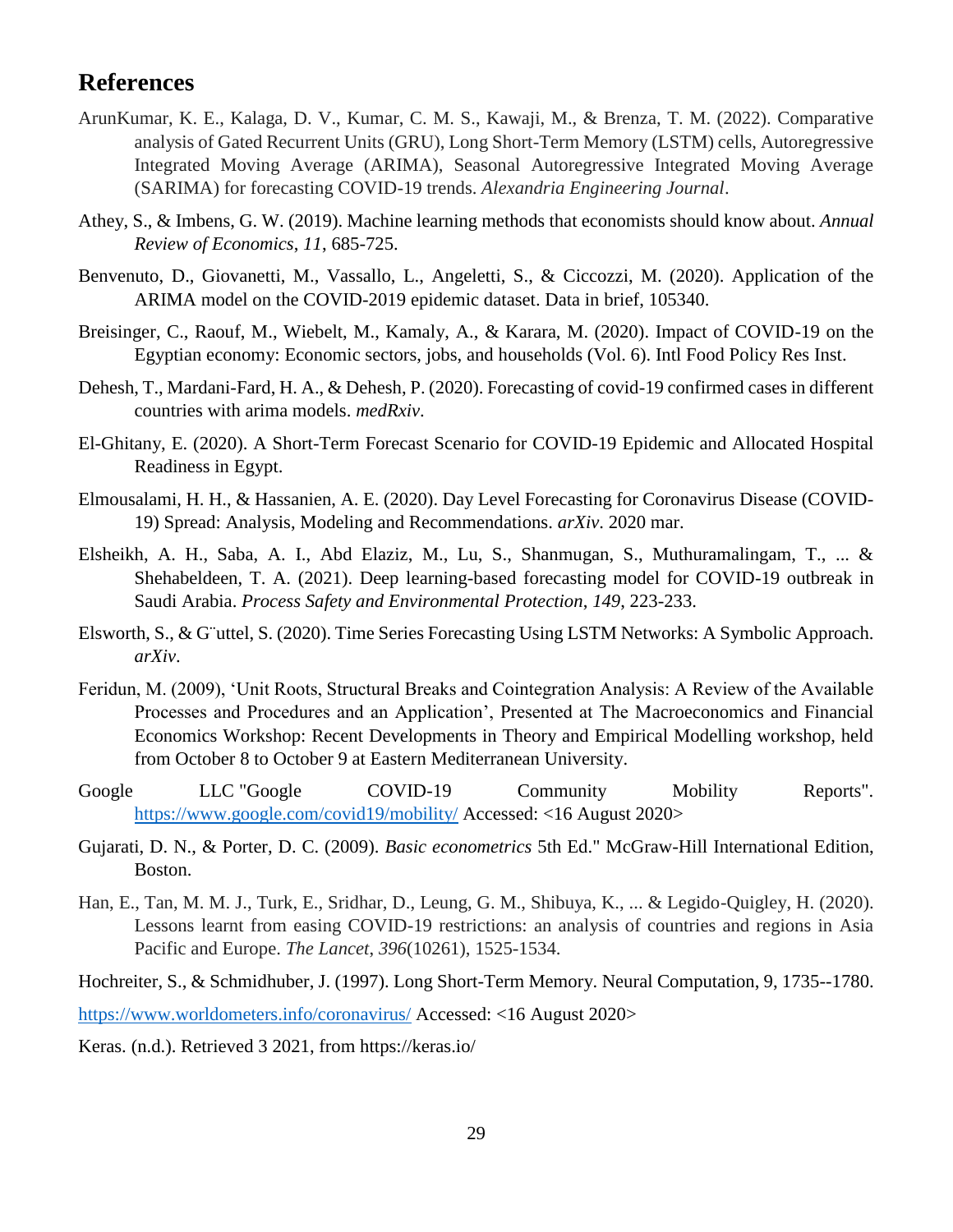## References

ArunKumar, K. E., Kalaga, D. V., Kumar, C. M. S., Kawaji, M., & Brenza, T. M. (2022). Comparative analysis of Gated Recurrent Units (GRU), Long Short-Term Memory (LSTM) cells, Autoregressive Integrated Moving Average (ARIMA), Seasonal Autoregressive Integrated Moving Average (SARIMA) for forecasting COVID-19 trends. *Alexandria Engineering Journal*.

Athey, S., & Imbens, G. W. (2019). Machine learning methods that economists should know about. *Annual Review of Economics*, *11*, 685-725.

Benvenuto, D., Giovanetti, M., Vassallo, L., Angeletti, S., & Ciccozzi, M. (2020). Application of the ARIMA model on the COVID-2019 epidemic dataset. Data in brief, 105340.

Breisinger, C., Raouf, M., Wiebelt, M., Kamaly, A., & Karara, M. (2020). Impact of COVID-19 on the Egyptian economy: Economic sectors, jobs, and households (Vol. 6). Intl Food Policy Res Inst.

Dehesh, T., Mardani-Fard, H. A., & Dehesh, P. (2020). Forecasting of covid-19 confirmed cases in different countries with arima models. *medRxiv*.

El-Ghitany, E. (2020). A Short-Term Forecast Scenario for COVID-19 Epidemic and Allocated Hospital Readiness in Egypt.

Elmousalami, H. H., & Hassanien, A. E. (2020). Day Level Forecasting for Coronavirus Disease (COVID-19) Spread: Analysis, Modeling and Recommendations. *arXiv*. 2020 mar.

Elsheikh, A. H., Saba, A. I., Abd Elaziz, M., Lu, S., Shanmugan, S., Muthuramalingam, T., ... & Shehabeldeen, T. A. (2021). Deep learning-based forecasting model for COVID-19 outbreak in Saudi Arabia. *Process Safety and Environmental Protection*, *149*, 223-233.

Elsworth, S., & G¨uttel, S. (2020). Time Series Forecasting Using LSTM Networks: A Symbolic Approach. *arXiv*.

Feridun, M. (2009), 'Unit Roots, Structural Breaks and Cointegration Analysis: A Review of the Available Processes and Procedures and an Application', Presented at The Macroeconomics and Financial Economics Workshop: Recent Developments in Theory and Empirical Modelling workshop, held from October 8 to October 9 at Eastern Mediterranean University.

Google LLC "Google COVID-19 Community Mobility Reports". https://www.google.com/covid19/mobility/ Accessed: <16 August 2020>

Gujarati, D. N., & Porter, D. C. (2009). *Basic econometrics* 5th Ed." McGraw-Hill International Edition, Boston.

Han, E., Tan, M. M. J., Turk, E., Sridhar, D., Leung, G. M., Shibuya, K., ... & Legido-Quigley, H. (2020). Lessons learnt from easing COVID-19 restrictions: an analysis of countries and regions in Asia Pacific and Europe. *The Lancet*, *396*(10261), 1525-1534.

Hochreiter, S., & Schmidhuber, J. (1997). Long Short-Term Memory. Neural Computation, 9, 1735--1780.

https://www.worldometers.info/coronavirus/ Accessed: <16 August 2020>

Keras. (n.d.). Retrieved 3 2021, from https://keras.io/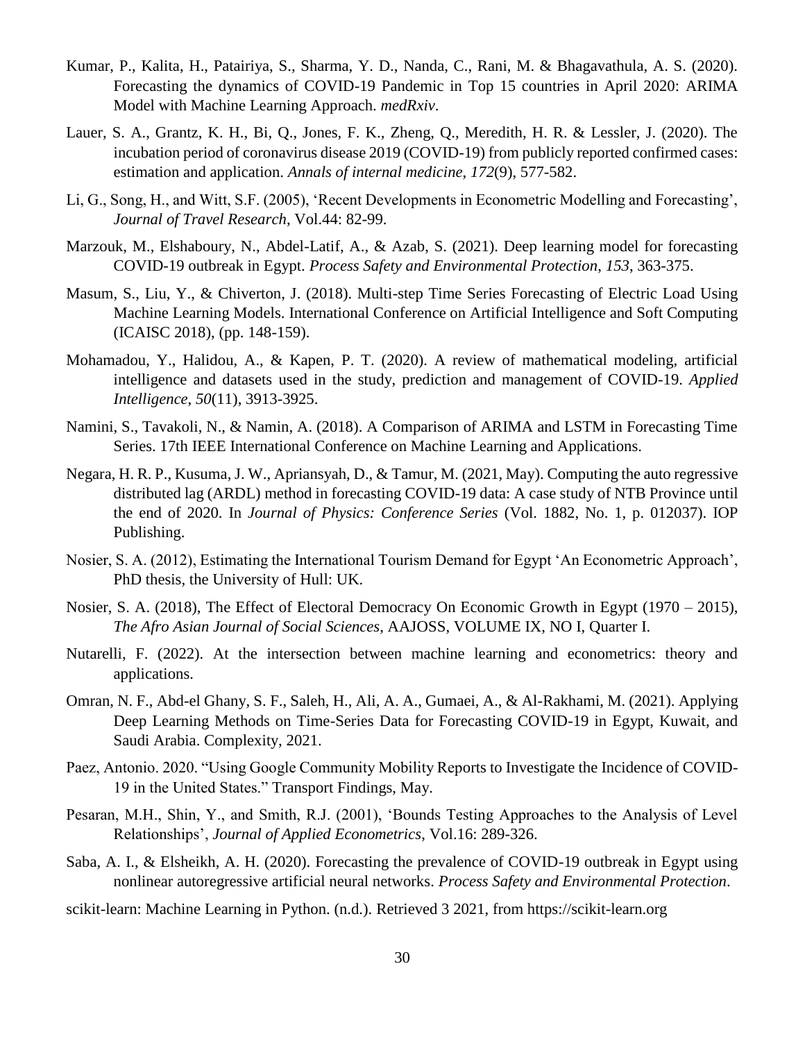Kumar, P., Kalita, H., Patairiya, S., Sharma, Y. D., Nanda, C., Rani, M. & Bhagavathula, A. S. (2020). Forecasting the dynamics of COVID-19 Pandemic in Top 15 countries in April 2020: ARIMA Model with Machine Learning Approach. *medRxiv*.

Lauer, S. A., Grantz, K. H., Bi, Q., Jones, F. K., Zheng, Q., Meredith, H. R. & Lessler, J. (2020). The incubation period of coronavirus disease 2019 (COVID-19) from publicly reported confirmed cases: estimation and application. *Annals of internal medicine*, *172*(9), 577-582.

Li, G., Song, H., and Witt, S.F. (2005), 'Recent Developments in Econometric Modelling and Forecasting', *Journal of Travel Research*, Vol.44: 82-99.

Marzouk, M., Elshaboury, N., Abdel-Latif, A., & Azab, S. (2021). Deep learning model for forecasting COVID-19 outbreak in Egypt. *Process Safety and Environmental Protection*, *153*, 363-375.

Masum, S., Liu, Y., & Chiverton, J. (2018). Multi-step Time Series Forecasting of Electric Load Using Machine Learning Models. International Conference on Artificial Intelligence and Soft Computing (ICAISC 2018), (pp. 148-159).

Mohamadou, Y., Halidou, A., & Kapen, P. T. (2020). A review of mathematical modeling, artificial intelligence and datasets used in the study, prediction and management of COVID-19. *Applied Intelligence*, *50*(11), 3913-3925.

Namini, S., Tavakoli, N., & Namin, A. (2018). A Comparison of ARIMA and LSTM in Forecasting Time Series. 17th IEEE International Conference on Machine Learning and Applications.

Negara, H. R. P., Kusuma, J. W., Apriansyah, D., & Tamur, M. (2021, May). Computing the auto regressive distributed lag (ARDL) method in forecasting COVID-19 data: A case study of NTB Province until the end of 2020. In *Journal of Physics: Conference Series* (Vol. 1882, No. 1, p. 012037). IOP Publishing.

Nosier, S. A. (2012), Estimating the International Tourism Demand for Egypt 'An Econometric Approach', PhD thesis, the University of Hull: UK.

Nosier, S. A. (2018), The Effect of Electoral Democracy On Economic Growth in Egypt (1970 – 2015), *The Afro Asian Journal of Social Sciences*, AAJOSS, VOLUME IX, NO I, Quarter I.

Nutarelli, F. (2022). At the intersection between machine learning and econometrics: theory and applications.

Omran, N. F., Abd-el Ghany, S. F., Saleh, H., Ali, A. A., Gumaei, A., & Al-Rakhami, M. (2021). Applying Deep Learning Methods on Time-Series Data for Forecasting COVID-19 in Egypt, Kuwait, and Saudi Arabia. Complexity, 2021.

Paez, Antonio. 2020. "Using Google Community Mobility Reports to Investigate the Incidence of COVID-19 in the United States." Transport Findings, May.

Pesaran, M.H., Shin, Y., and Smith, R.J. (2001), 'Bounds Testing Approaches to the Analysis of Level Relationships', *Journal of Applied Econometrics*, Vol.16: 289-326.

Saba, A. I., & Elsheikh, A. H. (2020). Forecasting the prevalence of COVID-19 outbreak in Egypt using nonlinear autoregressive artificial neural networks. *Process Safety and Environmental Protection*.

scikit-learn: Machine Learning in Python. (n.d.). Retrieved 3 2021, from https://scikit-learn.org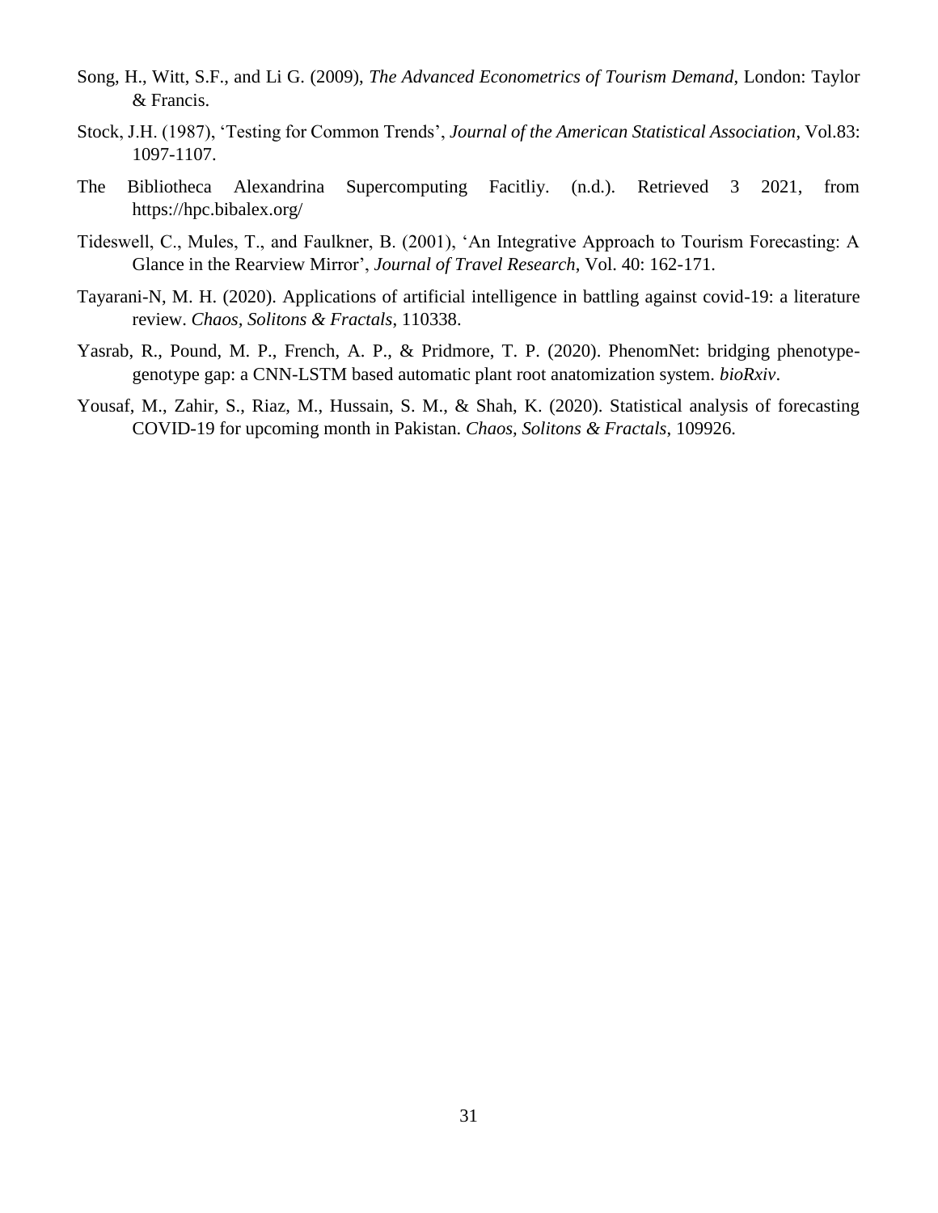Song, H., Witt, S.F., and Li G. (2009), *The Advanced Econometrics of Tourism Demand*, London: Taylor & Francis.

Stock, J.H. (1987), 'Testing for Common Trends', *Journal of the American Statistical Association*, Vol.83: 1097-1107.

The Bibliotheca Alexandrina Supercomputing Facitliy. (n.d.). Retrieved 3 2021, from https://hpc.bibalex.org/

Tideswell, C., Mules, T., and Faulkner, B. (2001), 'An Integrative Approach to Tourism Forecasting: A Glance in the Rearview Mirror', *Journal of Travel Research*, Vol. 40: 162-171.

Tayarani-N, M. H. (2020). Applications of artificial intelligence in battling against covid-19: a literature review. *Chaos, Solitons & Fractals*, 110338.

Yasrab, R., Pound, M. P., French, A. P., & Pridmore, T. P. (2020). PhenomNet: bridging phenotype-genotype gap: a CNN-LSTM based automatic plant root anatomization system. *bioRxiv*.

Yousaf, M., Zahir, S., Riaz, M., Hussain, S. M., & Shah, K. (2020). Statistical analysis of forecasting COVID-19 for upcoming month in Pakistan. *Chaos, Solitons & Fractals*, 109926.